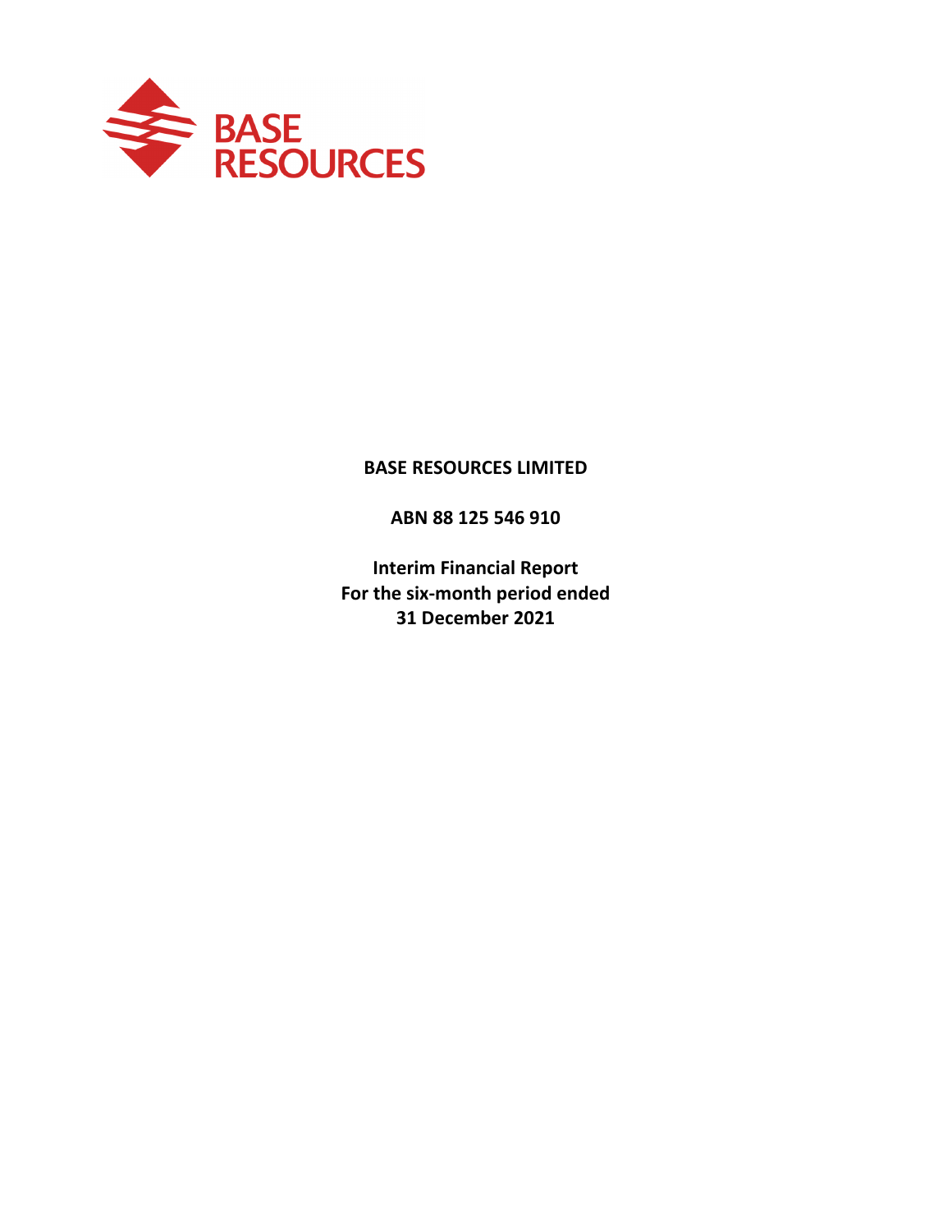BASE RESOURCES

**BASE RESOURCES LIMITED**

**ABN 88 125 546 910**

**Interim Financial Report**
**For the six-month period ended**
**31 December 2021**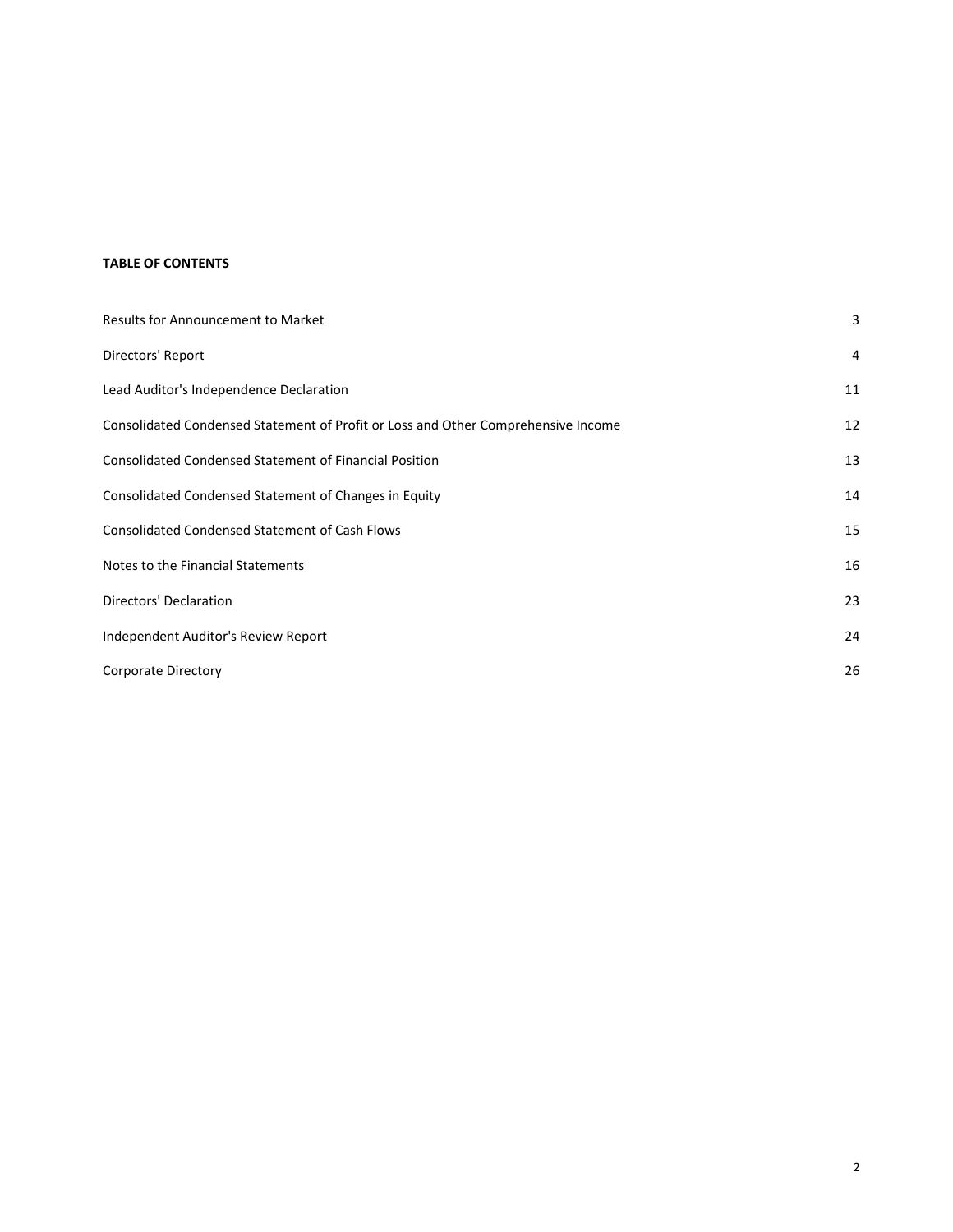**TABLE OF CONTENTS**

| | |
|---|---|
| Results for Announcement to Market | 3 |
| Directors' Report | 4 |
| Lead Auditor's Independence Declaration | 11 |
| Consolidated Condensed Statement of Profit or Loss and Other Comprehensive Income | 12 |
| Consolidated Condensed Statement of Financial Position | 13 |
| Consolidated Condensed Statement of Changes in Equity | 14 |
| Consolidated Condensed Statement of Cash Flows | 15 |
| Notes to the Financial Statements | 16 |
| Directors' Declaration | 23 |
| Independent Auditor's Review Report | 24 |
| Corporate Directory | 26 |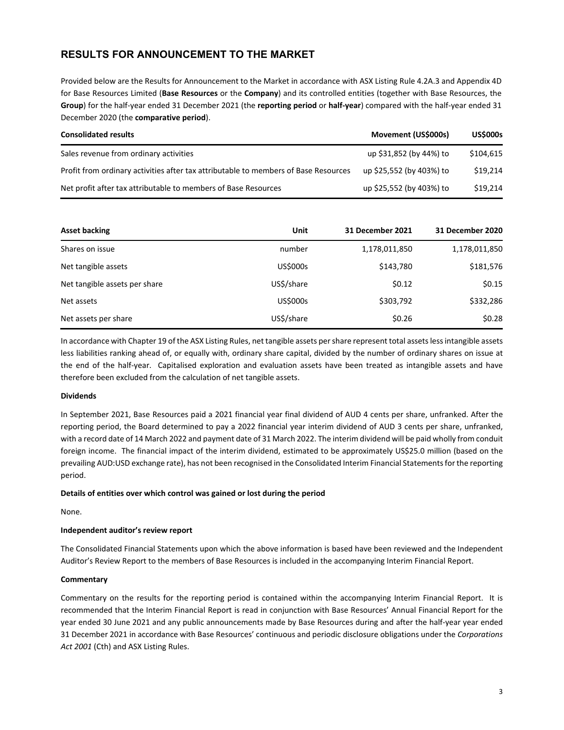# RESULTS FOR ANNOUNCEMENT TO THE MARKET

Provided below are the Results for Announcement to the Market in accordance with ASX Listing Rule 4.2A.3 and Appendix 4D for Base Resources Limited (**Base Resources** or the **Company**) and its controlled entities (together with Base Resources, the **Group**) for the half-year ended 31 December 2021 (the **reporting period** or **half-year**) compared with the half-year ended 31 December 2020 (the **comparative period**).

| Consolidated results | Movement (US$000s) | US$000s |
|---|---|---|
| Sales revenue from ordinary activities | up $31,852 (by 44%) to | $104,615 |
| Profit from ordinary activities after tax attributable to members of Base Resources | up $25,552 (by 403%) to | $19,214 |
| Net profit after tax attributable to members of Base Resources | up $25,552 (by 403%) to | $19,214 |

| Asset backing | Unit | 31 December 2021 | 31 December 2020 |
|---|---|---|---|
| Shares on issue | number | 1,178,011,850 | 1,178,011,850 |
| Net tangible assets | US$000s | $143,780 | $181,576 |
| Net tangible assets per share | US$/share | $0.12 | $0.15 |
| Net assets | US$000s | $303,792 | $332,286 |
| Net assets per share | US$/share | $0.26 | $0.28 |

In accordance with Chapter 19 of the ASX Listing Rules, net tangible assets per share represent total assets less intangible assets less liabilities ranking ahead of, or equally with, ordinary share capital, divided by the number of ordinary shares on issue at the end of the half-year. Capitalised exploration and evaluation assets have been treated as intangible assets and have therefore been excluded from the calculation of net tangible assets.

**Dividends**

In September 2021, Base Resources paid a 2021 financial year final dividend of AUD 4 cents per share, unfranked. After the reporting period, the Board determined to pay a 2022 financial year interim dividend of AUD 3 cents per share, unfranked, with a record date of 14 March 2022 and payment date of 31 March 2022. The interim dividend will be paid wholly from conduit foreign income. The financial impact of the interim dividend, estimated to be approximately US$25.0 million (based on the prevailing AUD:USD exchange rate), has not been recognised in the Consolidated Interim Financial Statements for the reporting period.

**Details of entities over which control was gained or lost during the period**

None.

**Independent auditor's review report**

The Consolidated Financial Statements upon which the above information is based have been reviewed and the Independent Auditor's Review Report to the members of Base Resources is included in the accompanying Interim Financial Report.

**Commentary**

Commentary on the results for the reporting period is contained within the accompanying Interim Financial Report. It is recommended that the Interim Financial Report is read in conjunction with Base Resources' Annual Financial Report for the year ended 30 June 2021 and any public announcements made by Base Resources during and after the half-year year ended 31 December 2021 in accordance with Base Resources' continuous and periodic disclosure obligations under the *Corporations Act 2001* (Cth) and ASX Listing Rules.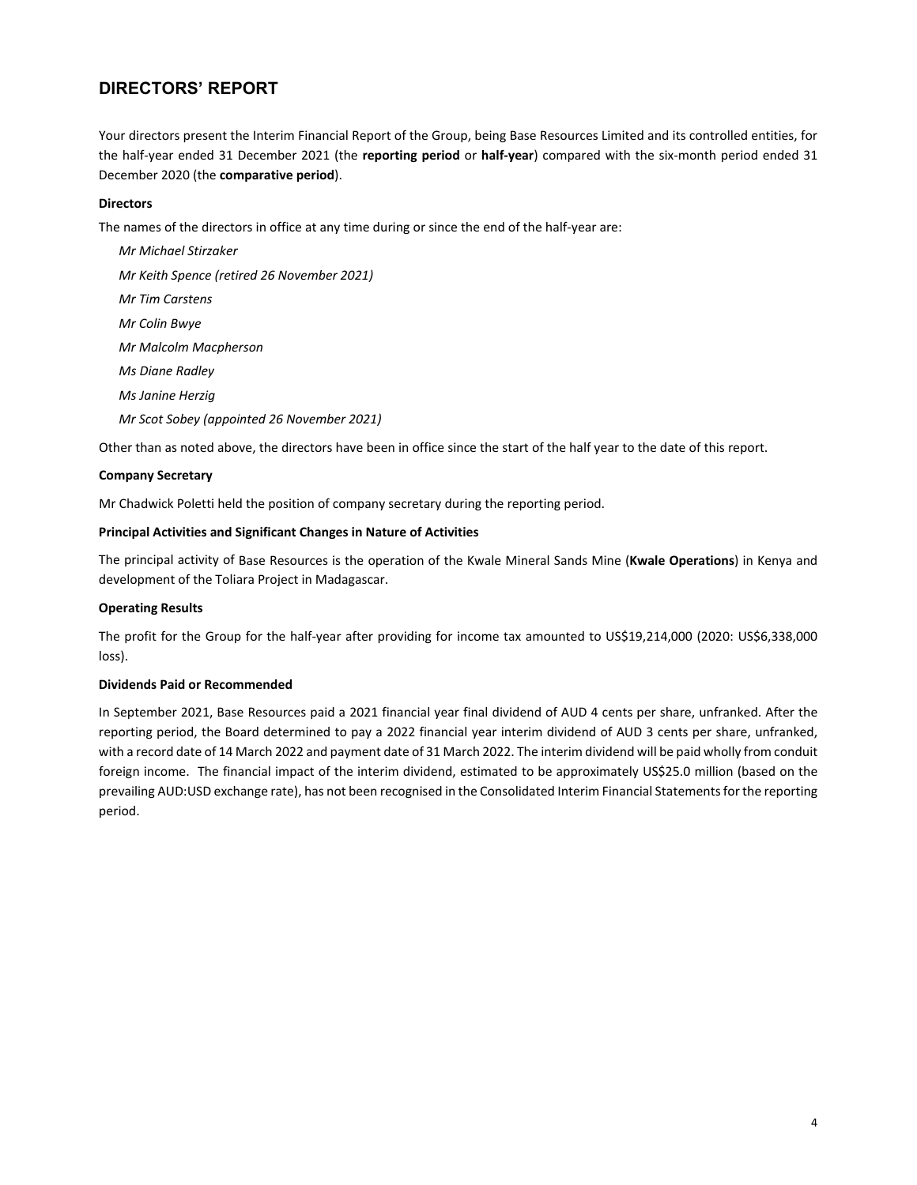# DIRECTORS' REPORT

Your directors present the Interim Financial Report of the Group, being Base Resources Limited and its controlled entities, for the half-year ended 31 December 2021 (the **reporting period** or **half-year**) compared with the six-month period ended 31 December 2020 (the **comparative period**).

**Directors**

The names of the directors in office at any time during or since the end of the half-year are:

*Mr Michael Stirzaker*

*Mr Keith Spence (retired 26 November 2021)*

*Mr Tim Carstens*

*Mr Colin Bwye*

*Mr Malcolm Macpherson*

*Ms Diane Radley*

*Ms Janine Herzig*

*Mr Scot Sobey (appointed 26 November 2021)*

Other than as noted above, the directors have been in office since the start of the half year to the date of this report.

**Company Secretary**

Mr Chadwick Poletti held the position of company secretary during the reporting period.

**Principal Activities and Significant Changes in Nature of Activities**

The principal activity of Base Resources is the operation of the Kwale Mineral Sands Mine (**Kwale Operations**) in Kenya and development of the Toliara Project in Madagascar.

**Operating Results**

The profit for the Group for the half-year after providing for income tax amounted to US$19,214,000 (2020: US$6,338,000 loss).

**Dividends Paid or Recommended**

In September 2021, Base Resources paid a 2021 financial year final dividend of AUD 4 cents per share, unfranked. After the reporting period, the Board determined to pay a 2022 financial year interim dividend of AUD 3 cents per share, unfranked, with a record date of 14 March 2022 and payment date of 31 March 2022. The interim dividend will be paid wholly from conduit foreign income. The financial impact of the interim dividend, estimated to be approximately US$25.0 million (based on the prevailing AUD:USD exchange rate), has not been recognised in the Consolidated Interim Financial Statements for the reporting period.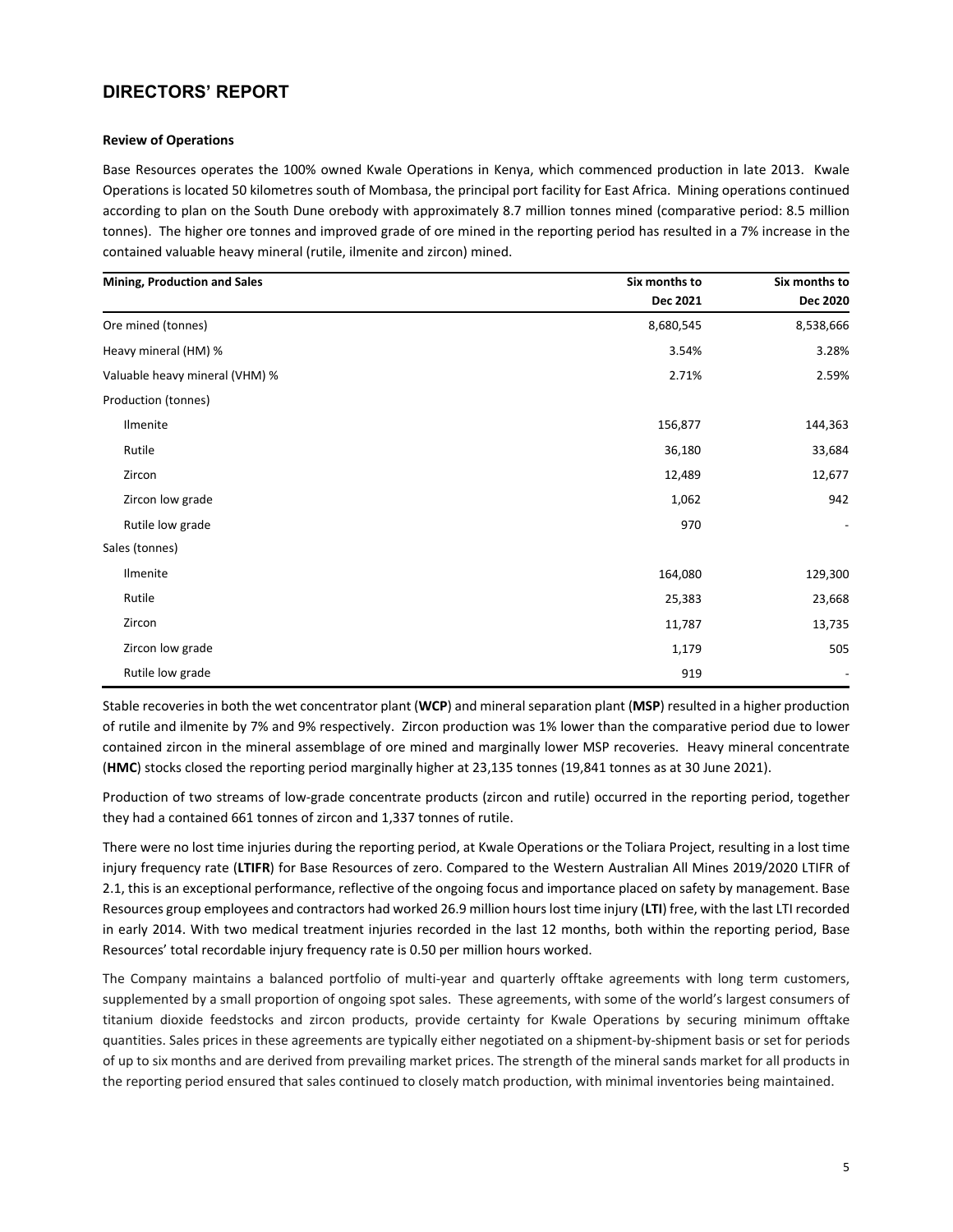# DIRECTORS' REPORT

**Review of Operations**

Base Resources operates the 100% owned Kwale Operations in Kenya, which commenced production in late 2013. Kwale Operations is located 50 kilometres south of Mombasa, the principal port facility for East Africa. Mining operations continued according to plan on the South Dune orebody with approximately 8.7 million tonnes mined (comparative period: 8.5 million tonnes). The higher ore tonnes and improved grade of ore mined in the reporting period has resulted in a 7% increase in the contained valuable heavy mineral (rutile, ilmenite and zircon) mined.

| Mining, Production and Sales | Six months to Dec 2021 | Six months to Dec 2020 |
|---|---|---|
| Ore mined (tonnes) | 8,680,545 | 8,538,666 |
| Heavy mineral (HM) % | 3.54% | 3.28% |
| Valuable heavy mineral (VHM) % | 2.71% | 2.59% |
| Production (tonnes) | | |
| Ilmenite | 156,877 | 144,363 |
| Rutile | 36,180 | 33,684 |
| Zircon | 12,489 | 12,677 |
| Zircon low grade | 1,062 | 942 |
| Rutile low grade | 970 | - |
| Sales (tonnes) | | |
| Ilmenite | 164,080 | 129,300 |
| Rutile | 25,383 | 23,668 |
| Zircon | 11,787 | 13,735 |
| Zircon low grade | 1,179 | 505 |
| Rutile low grade | 919 | - |

Stable recoveries in both the wet concentrator plant (**WCP**) and mineral separation plant (**MSP**) resulted in a higher production of rutile and ilmenite by 7% and 9% respectively. Zircon production was 1% lower than the comparative period due to lower contained zircon in the mineral assemblage of ore mined and marginally lower MSP recoveries. Heavy mineral concentrate (**HMC**) stocks closed the reporting period marginally higher at 23,135 tonnes (19,841 tonnes as at 30 June 2021).

Production of two streams of low-grade concentrate products (zircon and rutile) occurred in the reporting period, together they had a contained 661 tonnes of zircon and 1,337 tonnes of rutile.

There were no lost time injuries during the reporting period, at Kwale Operations or the Toliara Project, resulting in a lost time injury frequency rate (**LTIFR**) for Base Resources of zero. Compared to the Western Australian All Mines 2019/2020 LTIFR of 2.1, this is an exceptional performance, reflective of the ongoing focus and importance placed on safety by management. Base Resources group employees and contractors had worked 26.9 million hours lost time injury (**LTI**) free, with the last LTI recorded in early 2014. With two medical treatment injuries recorded in the last 12 months, both within the reporting period, Base Resources' total recordable injury frequency rate is 0.50 per million hours worked.

The Company maintains a balanced portfolio of multi-year and quarterly offtake agreements with long term customers, supplemented by a small proportion of ongoing spot sales. These agreements, with some of the world's largest consumers of titanium dioxide feedstocks and zircon products, provide certainty for Kwale Operations by securing minimum offtake quantities. Sales prices in these agreements are typically either negotiated on a shipment-by-shipment basis or set for periods of up to six months and are derived from prevailing market prices. The strength of the mineral sands market for all products in the reporting period ensured that sales continued to closely match production, with minimal inventories being maintained.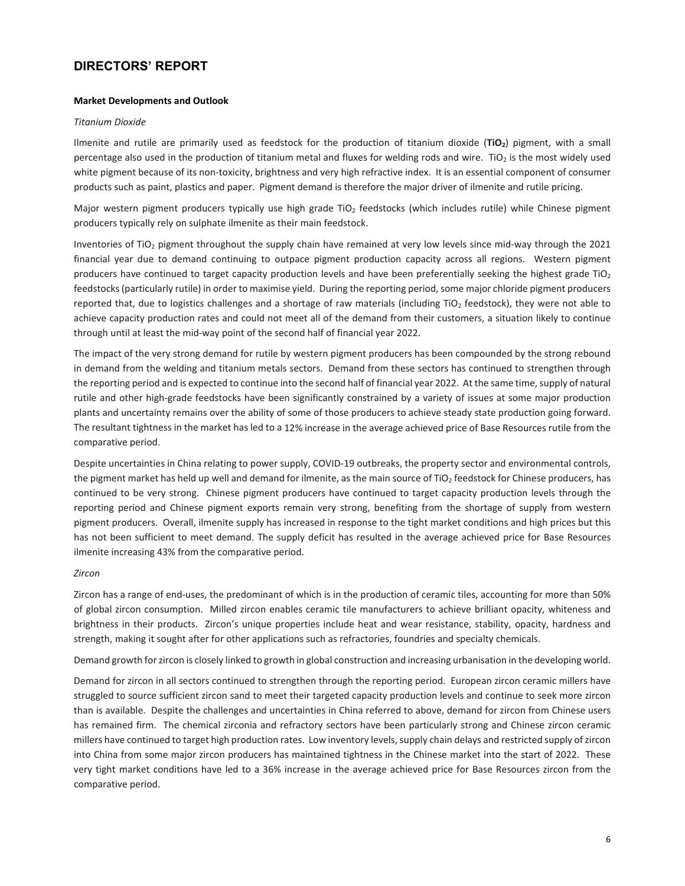# DIRECTORS' REPORT

**Market Developments and Outlook**

*Titanium Dioxide*

Ilmenite and rutile are primarily used as feedstock for the production of titanium dioxide (**$TiO_2$**) pigment, with a small percentage also used in the production of titanium metal and fluxes for welding rods and wire. $TiO_2$ is the most widely used white pigment because of its non-toxicity, brightness and very high refractive index. It is an essential component of consumer products such as paint, plastics and paper. Pigment demand is therefore the major driver of ilmenite and rutile pricing.

Major western pigment producers typically use high grade $TiO_2$ feedstocks (which includes rutile) while Chinese pigment producers typically rely on sulphate ilmenite as their main feedstock.

Inventories of $TiO_2$ pigment throughout the supply chain have remained at very low levels since mid-way through the 2021 financial year due to demand continuing to outpace pigment production capacity across all regions. Western pigment producers have continued to target capacity production levels and have been preferentially seeking the highest grade $TiO_2$ feedstocks (particularly rutile) in order to maximise yield. During the reporting period, some major chloride pigment producers reported that, due to logistics challenges and a shortage of raw materials (including $TiO_2$ feedstock), they were not able to achieve capacity production rates and could not meet all of the demand from their customers, a situation likely to continue through until at least the mid-way point of the second half of financial year 2022.

The impact of the very strong demand for rutile by western pigment producers has been compounded by the strong rebound in demand from the welding and titanium metals sectors. Demand from these sectors has continued to strengthen through the reporting period and is expected to continue into the second half of financial year 2022. At the same time, supply of natural rutile and other high-grade feedstocks have been significantly constrained by a variety of issues at some major production plants and uncertainty remains over the ability of some of those producers to achieve steady state production going forward. The resultant tightness in the market has led to a 12% increase in the average achieved price of Base Resources rutile from the comparative period.

Despite uncertainties in China relating to power supply, COVID-19 outbreaks, the property sector and environmental controls, the pigment market has held up well and demand for ilmenite, as the main source of $TiO_2$ feedstock for Chinese producers, has continued to be very strong. Chinese pigment producers have continued to target capacity production levels through the reporting period and Chinese pigment exports remain very strong, benefiting from the shortage of supply from western pigment producers. Overall, ilmenite supply has increased in response to the tight market conditions and high prices but this has not been sufficient to meet demand. The supply deficit has resulted in the average achieved price for Base Resources ilmenite increasing 43% from the comparative period.

*Zircon*

Zircon has a range of end-uses, the predominant of which is in the production of ceramic tiles, accounting for more than 50% of global zircon consumption. Milled zircon enables ceramic tile manufacturers to achieve brilliant opacity, whiteness and brightness in their products. Zircon's unique properties include heat and wear resistance, stability, opacity, hardness and strength, making it sought after for other applications such as refractories, foundries and specialty chemicals.

Demand growth for zircon is closely linked to growth in global construction and increasing urbanisation in the developing world.

Demand for zircon in all sectors continued to strengthen through the reporting period. European zircon ceramic millers have struggled to source sufficient zircon sand to meet their targeted capacity production levels and continue to seek more zircon than is available. Despite the challenges and uncertainties in China referred to above, demand for zircon from Chinese users has remained firm. The chemical zirconia and refractory sectors have been particularly strong and Chinese zircon ceramic millers have continued to target high production rates. Low inventory levels, supply chain delays and restricted supply of zircon into China from some major zircon producers has maintained tightness in the Chinese market into the start of 2022. These very tight market conditions have led to a 36% increase in the average achieved price for Base Resources zircon from the comparative period.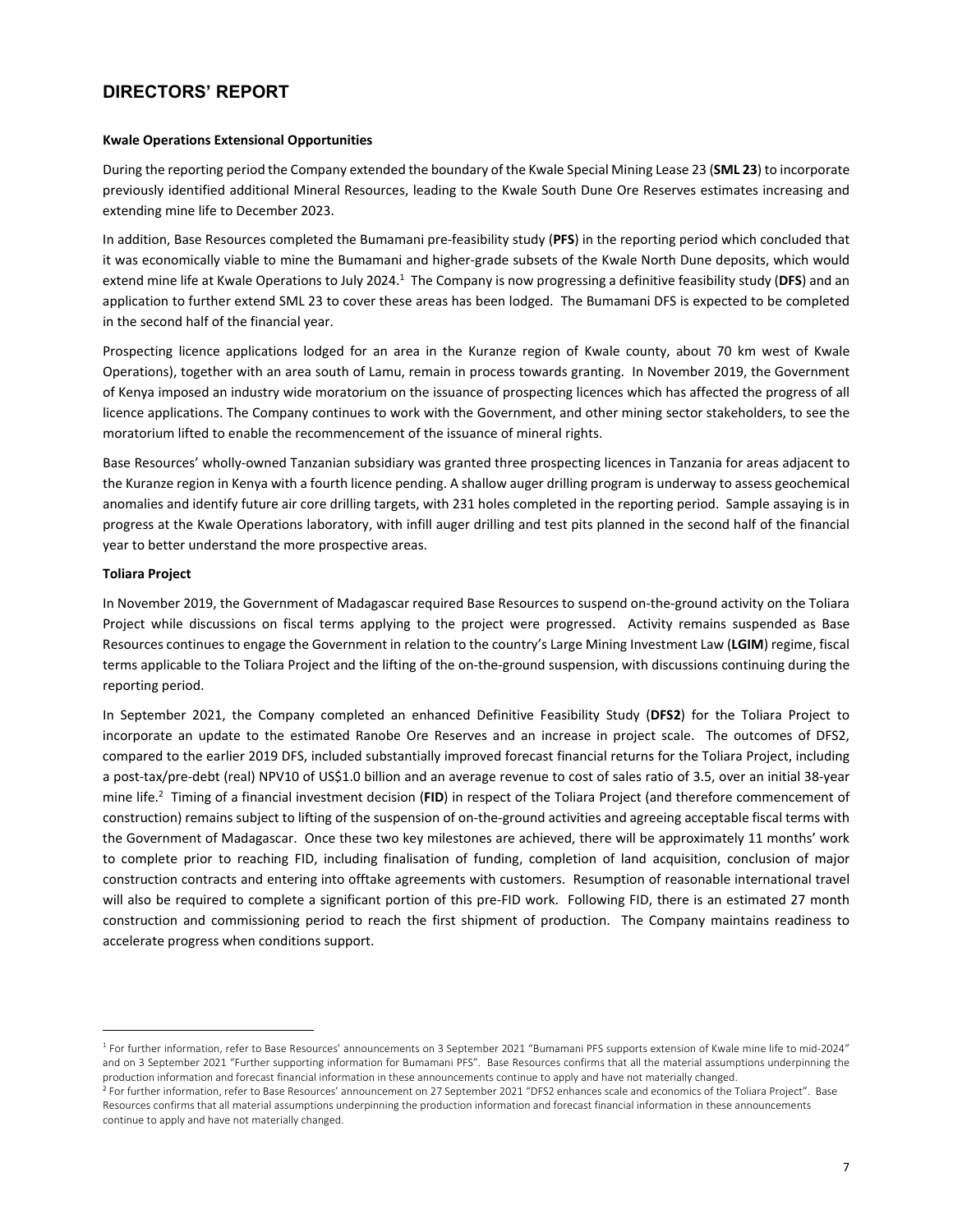## DIRECTORS' REPORT

**Kwale Operations Extensional Opportunities**

During the reporting period the Company extended the boundary of the Kwale Special Mining Lease 23 (**SML 23**) to incorporate previously identified additional Mineral Resources, leading to the Kwale South Dune Ore Reserves estimates increasing and extending mine life to December 2023.

In addition, Base Resources completed the Bumamani pre-feasibility study (**PFS**) in the reporting period which concluded that it was economically viable to mine the Bumamani and higher-grade subsets of the Kwale North Dune deposits, which would extend mine life at Kwale Operations to July 2024.[1] The Company is now progressing a definitive feasibility study (**DFS**) and an application to further extend SML 23 to cover these areas has been lodged. The Bumamani DFS is expected to be completed in the second half of the financial year.

Prospecting licence applications lodged for an area in the Kuranze region of Kwale county, about 70 km west of Kwale Operations), together with an area south of Lamu, remain in process towards granting. In November 2019, the Government of Kenya imposed an industry wide moratorium on the issuance of prospecting licences which has affected the progress of all licence applications. The Company continues to work with the Government, and other mining sector stakeholders, to see the moratorium lifted to enable the recommencement of the issuance of mineral rights.

Base Resources' wholly-owned Tanzanian subsidiary was granted three prospecting licences in Tanzania for areas adjacent to the Kuranze region in Kenya with a fourth licence pending. A shallow auger drilling program is underway to assess geochemical anomalies and identify future air core drilling targets, with 231 holes completed in the reporting period. Sample assaying is in progress at the Kwale Operations laboratory, with infill auger drilling and test pits planned in the second half of the financial year to better understand the more prospective areas.

**Toliara Project**

In November 2019, the Government of Madagascar required Base Resources to suspend on-the-ground activity on the Toliara Project while discussions on fiscal terms applying to the project were progressed. Activity remains suspended as Base Resources continues to engage the Government in relation to the country's Large Mining Investment Law (**LGIM**) regime, fiscal terms applicable to the Toliara Project and the lifting of the on-the-ground suspension, with discussions continuing during the reporting period.

In September 2021, the Company completed an enhanced Definitive Feasibility Study (**DFS2**) for the Toliara Project to incorporate an update to the estimated Ranobe Ore Reserves and an increase in project scale. The outcomes of DFS2, compared to the earlier 2019 DFS, included substantially improved forecast financial returns for the Toliara Project, including a post-tax/pre-debt (real) NPV10 of US$1.0 billion and an average revenue to cost of sales ratio of 3.5, over an initial 38-year mine life.[2] Timing of a financial investment decision (**FID**) in respect of the Toliara Project (and therefore commencement of construction) remains subject to lifting of the suspension of on-the-ground activities and agreeing acceptable fiscal terms with the Government of Madagascar. Once these two key milestones are achieved, there will be approximately 11 months' work to complete prior to reaching FID, including finalisation of funding, completion of land acquisition, conclusion of major construction contracts and entering into offtake agreements with customers. Resumption of reasonable international travel will also be required to complete a significant portion of this pre-FID work. Following FID, there is an estimated 27 month construction and commissioning period to reach the first shipment of production. The Company maintains readiness to accelerate progress when conditions support.

---

[1] For further information, refer to Base Resources' announcements on 3 September 2021 "Bumamani PFS supports extension of Kwale mine life to mid-2024" and on 3 September 2021 "Further supporting information for Bumamani PFS". Base Resources confirms that all the material assumptions underpinning the production information and forecast financial information in these announcements continue to apply and have not materially changed.

[2] For further information, refer to Base Resources' announcement on 27 September 2021 "DFS2 enhances scale and economics of the Toliara Project". Base Resources confirms that all material assumptions underpinning the production information and forecast financial information in these announcements continue to apply and have not materially changed.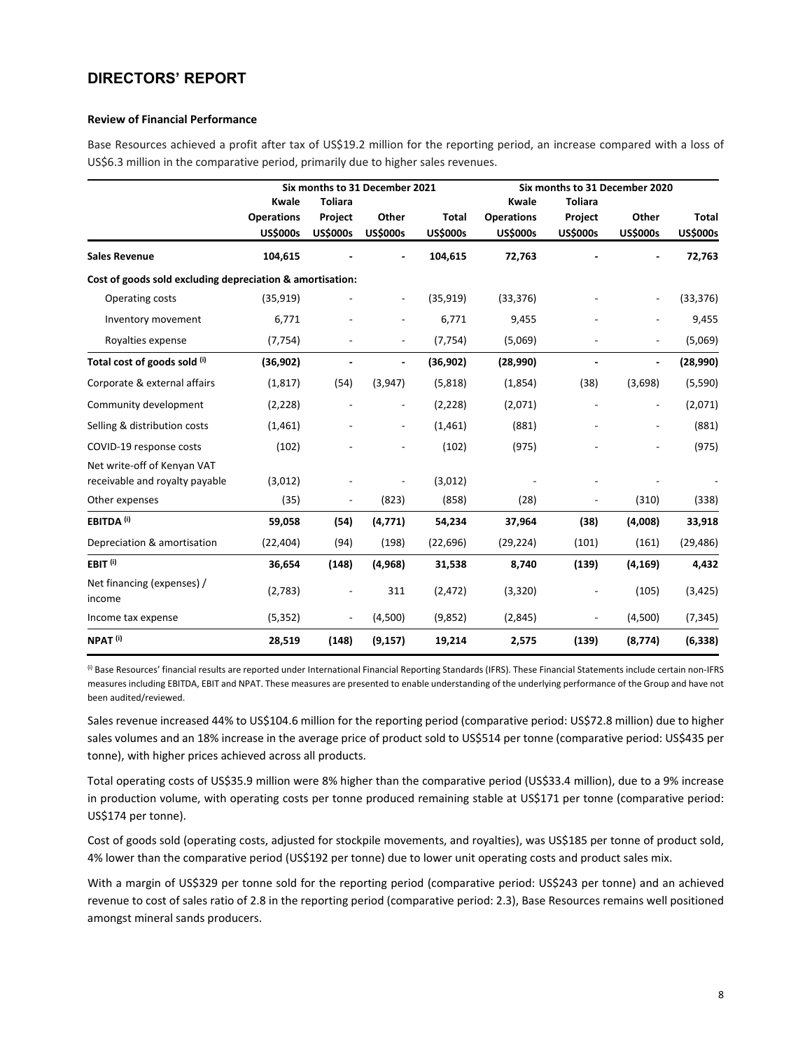# DIRECTORS' REPORT

**Review of Financial Performance**

Base Resources achieved a profit after tax of US$19.2 million for the reporting period, an increase compared with a loss of US$6.3 million in the comparative period, primarily due to higher sales revenues.

| | Six months to 31 December 2021 | | | | Six months to 31 December 2020 | | | |
|---|---|---|---|---|---|---|---|---|
| | Kwale Operations US$000s | Toliara Project US$000s | Other US$000s | Total US$000s | Kwale Operations US$000s | Toliara Project US$000s | Other US$000s | Total US$000s |
| **Sales Revenue** | **104,615** | **-** | **-** | **104,615** | **72,763** | **-** | **-** | **72,763** |
| **Cost of goods sold excluding depreciation & amortisation:** | | | | | | | | |
| Operating costs | (35,919) | - | - | (35,919) | (33,376) | - | - | (33,376) |
| Inventory movement | 6,771 | - | - | 6,771 | 9,455 | - | - | 9,455 |
| Royalties expense | (7,754) | - | - | (7,754) | (5,069) | - | - | (5,069) |
| **Total cost of goods sold [i]** | **(36,902)** | **-** | **-** | **(36,902)** | **(28,990)** | **-** | **-** | **(28,990)** |
| Corporate & external affairs | (1,817) | (54) | (3,947) | (5,818) | (1,854) | (38) | (3,698) | (5,590) |
| Community development | (2,228) | - | - | (2,228) | (2,071) | - | - | (2,071) |
| Selling & distribution costs | (1,461) | - | - | (1,461) | (881) | - | - | (881) |
| COVID-19 response costs | (102) | - | - | (102) | (975) | - | - | (975) |
| Net write-off of Kenyan VAT receivable and royalty payable | (3,012) | - | - | (3,012) | - | - | - | - |
| Other expenses | (35) | - | (823) | (858) | (28) | - | (310) | (338) |
| **EBITDA [i]** | **59,058** | **(54)** | **(4,771)** | **54,234** | **37,964** | **(38)** | **(4,008)** | **33,918** |
| Depreciation & amortisation | (22,404) | (94) | (198) | (22,696) | (29,224) | (101) | (161) | (29,486) |
| **EBIT [i]** | **36,654** | **(148)** | **(4,968)** | **31,538** | **8,740** | **(139)** | **(4,169)** | **4,432** |
| Net financing (expenses) / income | (2,783) | - | 311 | (2,472) | (3,320) | - | (105) | (3,425) |
| Income tax expense | (5,352) | - | (4,500) | (9,852) | (2,845) | - | (4,500) | (7,345) |
| **NPAT [i]** | **28,519** | **(148)** | **(9,157)** | **19,214** | **2,575** | **(139)** | **(8,774)** | **(6,338)** |

[i] Base Resources' financial results are reported under International Financial Reporting Standards (IFRS). These Financial Statements include certain non-IFRS measures including EBITDA, EBIT and NPAT. These measures are presented to enable understanding of the underlying performance of the Group and have not been audited/reviewed.

Sales revenue increased 44% to US$104.6 million for the reporting period (comparative period: US$72.8 million) due to higher sales volumes and an 18% increase in the average price of product sold to US$514 per tonne (comparative period: US$435 per tonne), with higher prices achieved across all products.

Total operating costs of US$35.9 million were 8% higher than the comparative period (US$33.4 million), due to a 9% increase in production volume, with operating costs per tonne produced remaining stable at US$171 per tonne (comparative period: US$174 per tonne).

Cost of goods sold (operating costs, adjusted for stockpile movements, and royalties), was US$185 per tonne of product sold, 4% lower than the comparative period (US$192 per tonne) due to lower unit operating costs and product sales mix.

With a margin of US$329 per tonne sold for the reporting period (comparative period: US$243 per tonne) and an achieved revenue to cost of sales ratio of 2.8 in the reporting period (comparative period: 2.3), Base Resources remains well positioned amongst mineral sands producers.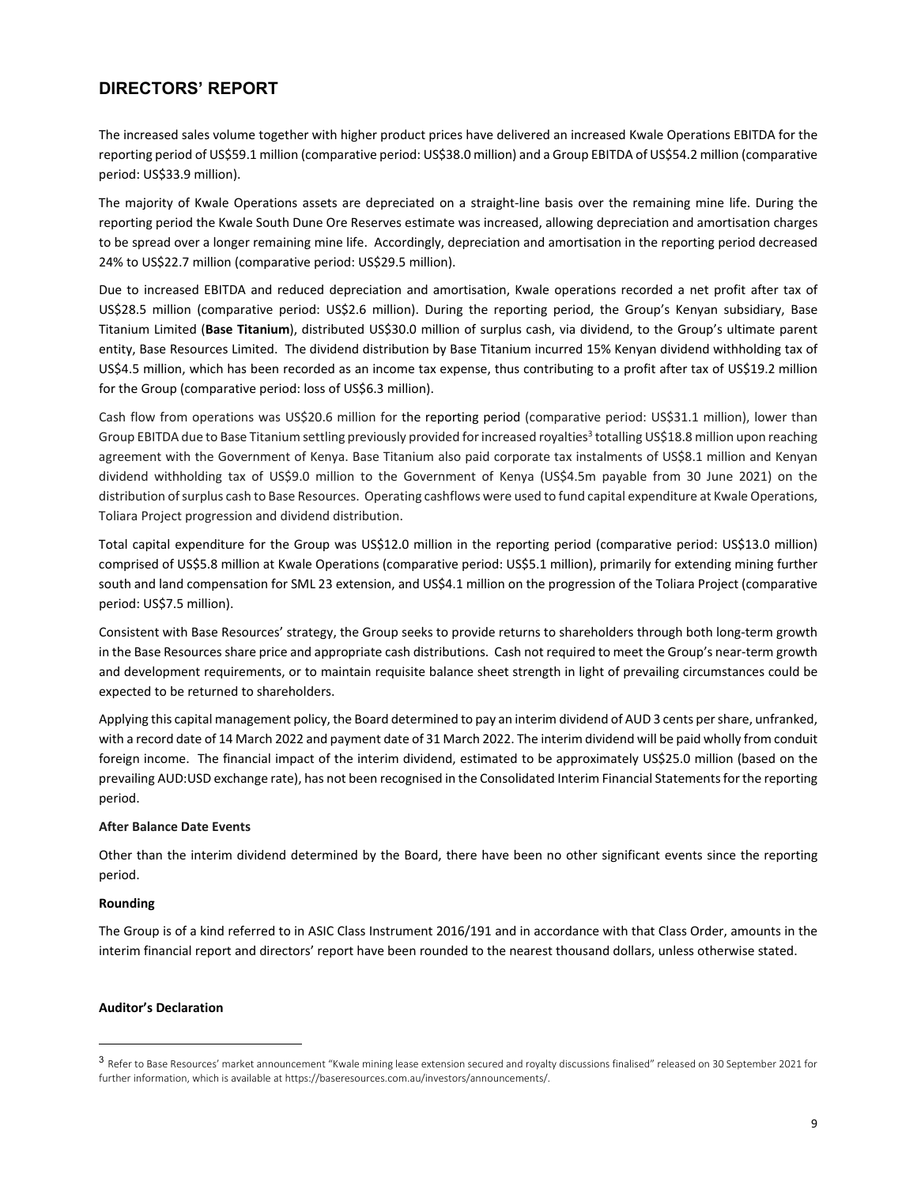## DIRECTORS' REPORT

The increased sales volume together with higher product prices have delivered an increased Kwale Operations EBITDA for the reporting period of US$59.1 million (comparative period: US$38.0 million) and a Group EBITDA of US$54.2 million (comparative period: US$33.9 million).

The majority of Kwale Operations assets are depreciated on a straight-line basis over the remaining mine life. During the reporting period the Kwale South Dune Ore Reserves estimate was increased, allowing depreciation and amortisation charges to be spread over a longer remaining mine life. Accordingly, depreciation and amortisation in the reporting period decreased 24% to US$22.7 million (comparative period: US$29.5 million).

Due to increased EBITDA and reduced depreciation and amortisation, Kwale operations recorded a net profit after tax of US$28.5 million (comparative period: US$2.6 million). During the reporting period, the Group's Kenyan subsidiary, Base Titanium Limited (**Base Titanium**), distributed US$30.0 million of surplus cash, via dividend, to the Group's ultimate parent entity, Base Resources Limited. The dividend distribution by Base Titanium incurred 15% Kenyan dividend withholding tax of US$4.5 million, which has been recorded as an income tax expense, thus contributing to a profit after tax of US$19.2 million for the Group (comparative period: loss of US$6.3 million).

Cash flow from operations was US$20.6 million for the reporting period (comparative period: US$31.1 million), lower than Group EBITDA due to Base Titanium settling previously provided for increased royalties[3] totalling US$18.8 million upon reaching agreement with the Government of Kenya. Base Titanium also paid corporate tax instalments of US$8.1 million and Kenyan dividend withholding tax of US$9.0 million to the Government of Kenya (US$4.5m payable from 30 June 2021) on the distribution of surplus cash to Base Resources. Operating cashflows were used to fund capital expenditure at Kwale Operations, Toliara Project progression and dividend distribution.

Total capital expenditure for the Group was US$12.0 million in the reporting period (comparative period: US$13.0 million) comprised of US$5.8 million at Kwale Operations (comparative period: US$5.1 million), primarily for extending mining further south and land compensation for SML 23 extension, and US$4.1 million on the progression of the Toliara Project (comparative period: US$7.5 million).

Consistent with Base Resources' strategy, the Group seeks to provide returns to shareholders through both long-term growth in the Base Resources share price and appropriate cash distributions. Cash not required to meet the Group's near-term growth and development requirements, or to maintain requisite balance sheet strength in light of prevailing circumstances could be expected to be returned to shareholders.

Applying this capital management policy, the Board determined to pay an interim dividend of AUD 3 cents per share, unfranked, with a record date of 14 March 2022 and payment date of 31 March 2022. The interim dividend will be paid wholly from conduit foreign income. The financial impact of the interim dividend, estimated to be approximately US$25.0 million (based on the prevailing AUD:USD exchange rate), has not been recognised in the Consolidated Interim Financial Statements for the reporting period.

**After Balance Date Events**

Other than the interim dividend determined by the Board, there have been no other significant events since the reporting period.

**Rounding**

The Group is of a kind referred to in ASIC Class Instrument 2016/191 and in accordance with that Class Order, amounts in the interim financial report and directors' report have been rounded to the nearest thousand dollars, unless otherwise stated.

**Auditor's Declaration**

---

[3] Refer to Base Resources' market announcement "Kwale mining lease extension secured and royalty discussions finalised" released on 30 September 2021 for further information, which is available at https://baseresources.com.au/investors/announcements/.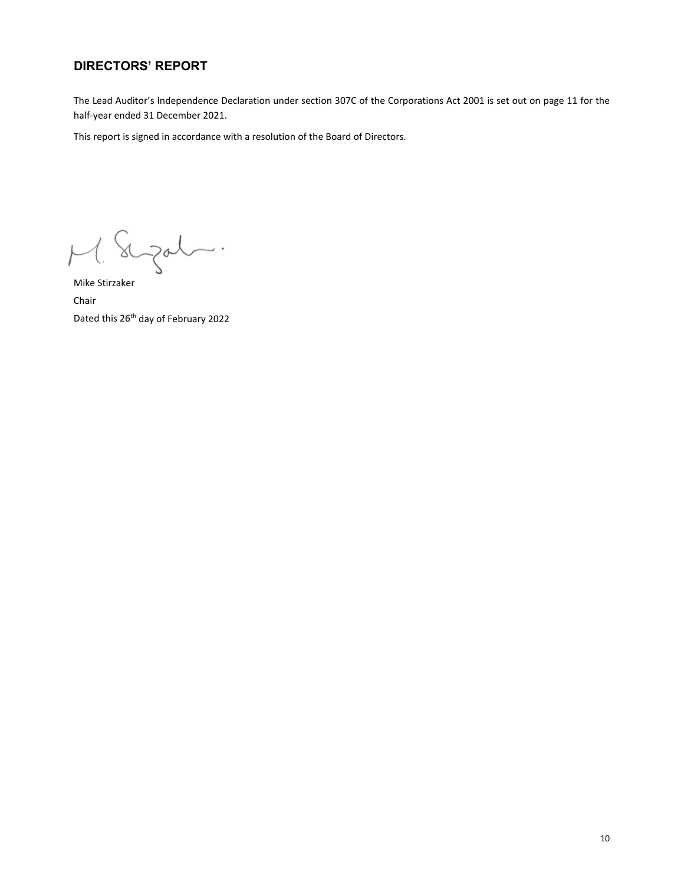## DIRECTORS' REPORT

The Lead Auditor's Independence Declaration under section 307C of the Corporations Act 2001 is set out on page 11 for the half-year ended 31 December 2021.

This report is signed in accordance with a resolution of the Board of Directors.

Mike Stirzaker
Chair
Dated this 26th day of February 2022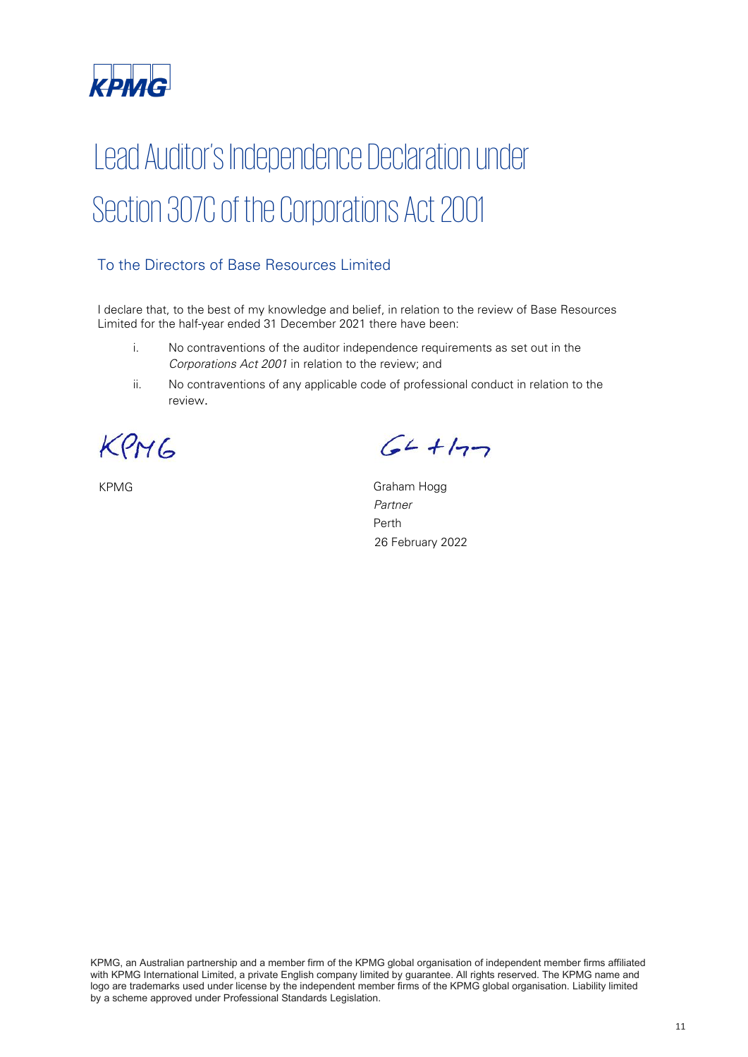KPMG

# Lead Auditor's Independence Declaration under Section 307C of the Corporations Act 2001

## To the Directors of Base Resources Limited

I declare that, to the best of my knowledge and belief, in relation to the review of Base Resources Limited for the half-year ended 31 December 2021 there have been:

i. No contraventions of the auditor independence requirements as set out in the *Corporations Act 2001* in relation to the review; and

ii. No contraventions of any applicable code of professional conduct in relation to the review.

KPMG

Graham Hogg
*Partner*
Perth
26 February 2022

KPMG, an Australian partnership and a member firm of the KPMG global organisation of independent member firms affiliated with KPMG International Limited, a private English company limited by guarantee. All rights reserved. The KPMG name and logo are trademarks used under license by the independent member firms of the KPMG global organisation. Liability limited by a scheme approved under Professional Standards Legislation.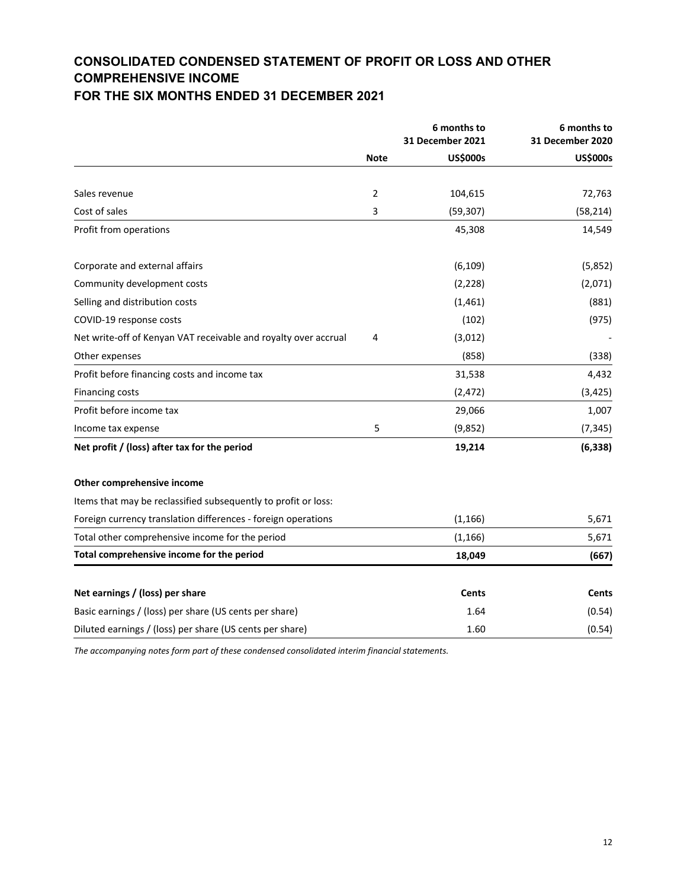# CONSOLIDATED CONDENSED STATEMENT OF PROFIT OR LOSS AND OTHER COMPREHENSIVE INCOME
# FOR THE SIX MONTHS ENDED 31 DECEMBER 2021

| | Note | 6 months to 31 December 2021 US$000s | 6 months to 31 December 2020 US$000s |
|---|---|---|---|
| Sales revenue | 2 | 104,615 | 72,763 |
| Cost of sales | 3 | (59,307) | (58,214) |
| Profit from operations | | 45,308 | 14,549 |
| Corporate and external affairs | | (6,109) | (5,852) |
| Community development costs | | (2,228) | (2,071) |
| Selling and distribution costs | | (1,461) | (881) |
| COVID-19 response costs | | (102) | (975) |
| Net write-off of Kenyan VAT receivable and royalty over accrual | 4 | (3,012) | - |
| Other expenses | | (858) | (338) |
| Profit before financing costs and income tax | | 31,538 | 4,432 |
| Financing costs | | (2,472) | (3,425) |
| Profit before income tax | | 29,066 | 1,007 |
| Income tax expense | 5 | (9,852) | (7,345) |
| **Net profit / (loss) after tax for the period** | | **19,214** | **(6,338)** |
| **Other comprehensive income** | | | |
| Items that may be reclassified subsequently to profit or loss: | | | |
| Foreign currency translation differences - foreign operations | | (1,166) | 5,671 |
| Total other comprehensive income for the period | | (1,166) | 5,671 |
| **Total comprehensive income for the period** | | **18,049** | **(667)** |
| **Net earnings / (loss) per share** | | **Cents** | **Cents** |
| Basic earnings / (loss) per share (US cents per share) | | 1.64 | (0.54) |
| Diluted earnings / (loss) per share (US cents per share) | | 1.60 | (0.54) |

*The accompanying notes form part of these condensed consolidated interim financial statements.*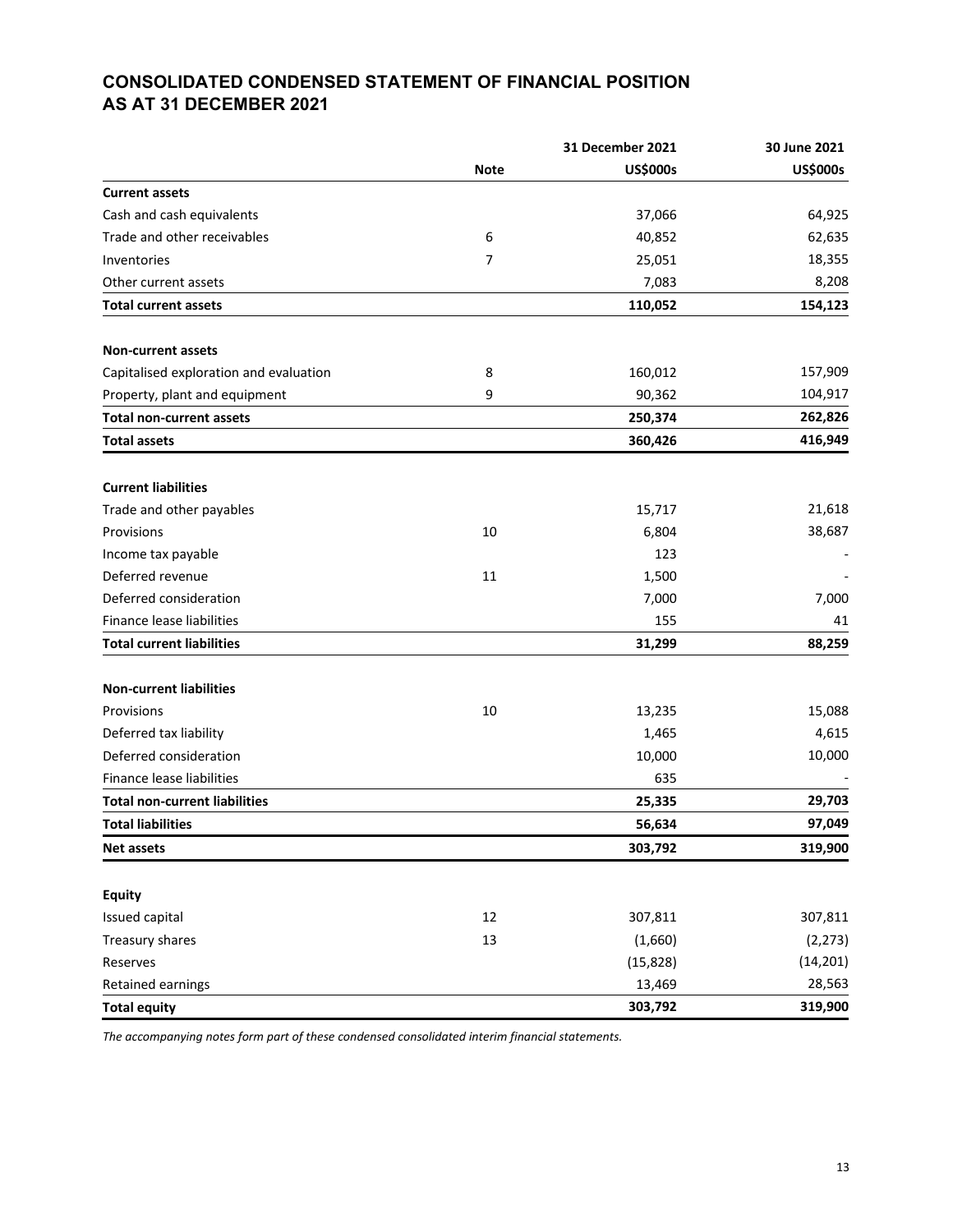# CONSOLIDATED CONDENSED STATEMENT OF FINANCIAL POSITION AS AT 31 DECEMBER 2021

| | Note | 31 December 2021 US$000s | 30 June 2021 US$000s |
|---|---|---|---|
| **Current assets** | | | |
| Cash and cash equivalents | | 37,066 | 64,925 |
| Trade and other receivables | 6 | 40,852 | 62,635 |
| Inventories | 7 | 25,051 | 18,355 |
| Other current assets | | 7,083 | 8,208 |
| **Total current assets** | | **110,052** | **154,123** |
| **Non-current assets** | | | |
| Capitalised exploration and evaluation | 8 | 160,012 | 157,909 |
| Property, plant and equipment | 9 | 90,362 | 104,917 |
| **Total non-current assets** | | **250,374** | **262,826** |
| **Total assets** | | **360,426** | **416,949** |
| **Current liabilities** | | | |
| Trade and other payables | | 15,717 | 21,618 |
| Provisions | 10 | 6,804 | 38,687 |
| Income tax payable | | 123 | - |
| Deferred revenue | 11 | 1,500 | - |
| Deferred consideration | | 7,000 | 7,000 |
| Finance lease liabilities | | 155 | 41 |
| **Total current liabilities** | | **31,299** | **88,259** |
| **Non-current liabilities** | | | |
| Provisions | 10 | 13,235 | 15,088 |
| Deferred tax liability | | 1,465 | 4,615 |
| Deferred consideration | | 10,000 | 10,000 |
| Finance lease liabilities | | 635 | - |
| **Total non-current liabilities** | | **25,335** | **29,703** |
| **Total liabilities** | | **56,634** | **97,049** |
| **Net assets** | | **303,792** | **319,900** |
| **Equity** | | | |
| Issued capital | 12 | 307,811 | 307,811 |
| Treasury shares | 13 | (1,660) | (2,273) |
| Reserves | | (15,828) | (14,201) |
| Retained earnings | | 13,469 | 28,563 |
| **Total equity** | | **303,792** | **319,900** |

*The accompanying notes form part of these condensed consolidated interim financial statements.*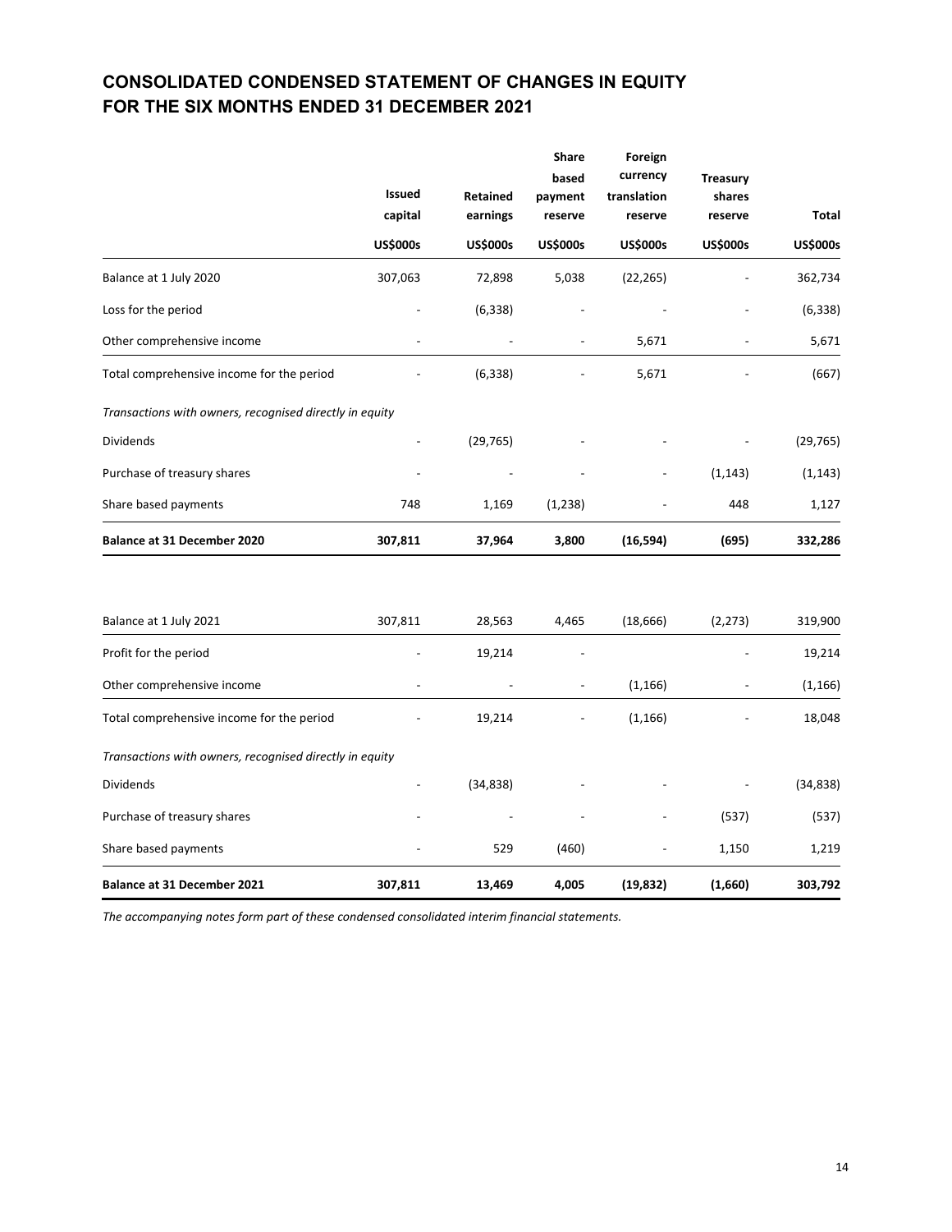# CONSOLIDATED CONDENSED STATEMENT OF CHANGES IN EQUITY FOR THE SIX MONTHS ENDED 31 DECEMBER 2021

| | Issued capital | Retained earnings | Share based payment reserve | Foreign currency translation reserve | Treasury shares reserve | Total |
|---|---|---|---|---|---|---|
| | US$000s | US$000s | US$000s | US$000s | US$000s | US$000s |
| Balance at 1 July 2020 | 307,063 | 72,898 | 5,038 | (22,265) | - | 362,734 |
| Loss for the period | - | (6,338) | - | - | - | (6,338) |
| Other comprehensive income | - | - | - | 5,671 | - | 5,671 |
| Total comprehensive income for the period | - | (6,338) | - | 5,671 | - | (667) |
| *Transactions with owners, recognised directly in equity* | | | | | | |
| Dividends | - | (29,765) | - | - | - | (29,765) |
| Purchase of treasury shares | - | - | - | - | (1,143) | (1,143) |
| Share based payments | 748 | 1,169 | (1,238) | - | 448 | 1,127 |
| **Balance at 31 December 2020** | **307,811** | **37,964** | **3,800** | **(16,594)** | **(695)** | **332,286** |
| | | | | | | |
| Balance at 1 July 2021 | 307,811 | 28,563 | 4,465 | (18,666) | (2,273) | 319,900 |
| Profit for the period | - | 19,214 | - | | - | 19,214 |
| Other comprehensive income | - | - | - | (1,166) | - | (1,166) |
| Total comprehensive income for the period | - | 19,214 | - | (1,166) | - | 18,048 |
| *Transactions with owners, recognised directly in equity* | | | | | | |
| Dividends | - | (34,838) | - | - | - | (34,838) |
| Purchase of treasury shares | - | - | - | - | (537) | (537) |
| Share based payments | - | 529 | (460) | - | 1,150 | 1,219 |
| **Balance at 31 December 2021** | **307,811** | **13,469** | **4,005** | **(19,832)** | **(1,660)** | **303,792** |

*The accompanying notes form part of these condensed consolidated interim financial statements.*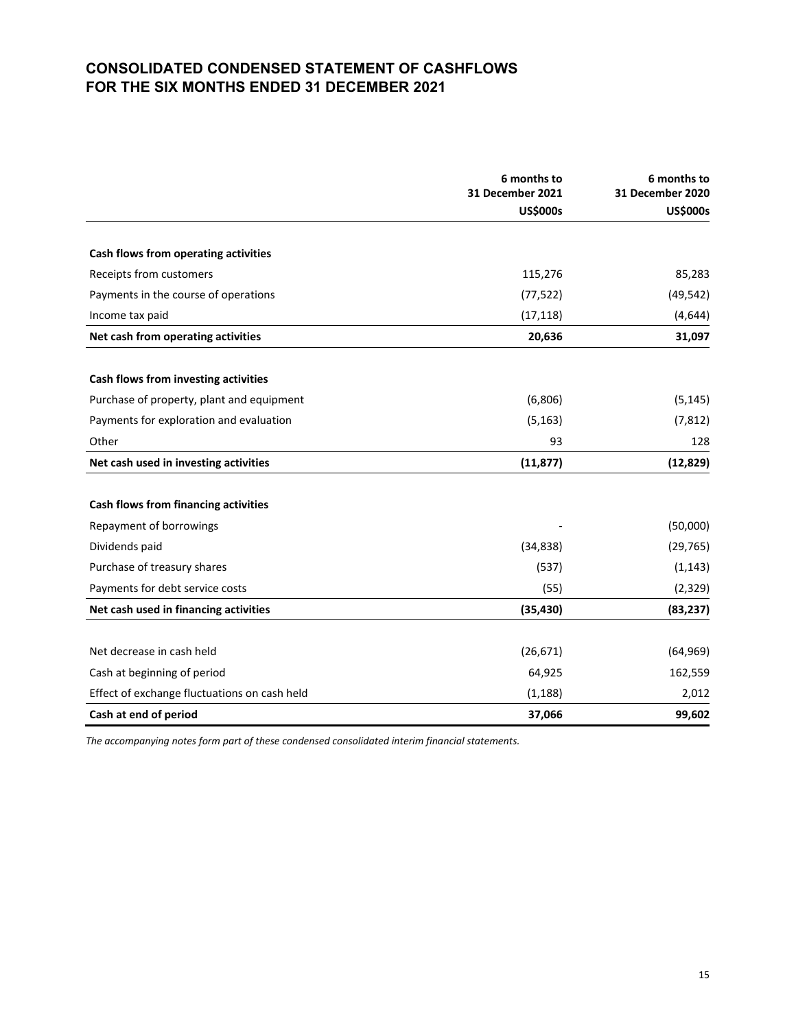# CONSOLIDATED CONDENSED STATEMENT OF CASHFLOWS
# FOR THE SIX MONTHS ENDED 31 DECEMBER 2021

| | 6 months to 31 December 2021 US$000s | 6 months to 31 December 2020 US$000s |
|---|---|---|
| **Cash flows from operating activities** | | |
| Receipts from customers | 115,276 | 85,283 |
| Payments in the course of operations | (77,522) | (49,542) |
| Income tax paid | (17,118) | (4,644) |
| **Net cash from operating activities** | **20,636** | **31,097** |
| **Cash flows from investing activities** | | |
| Purchase of property, plant and equipment | (6,806) | (5,145) |
| Payments for exploration and evaluation | (5,163) | (7,812) |
| Other | 93 | 128 |
| **Net cash used in investing activities** | **(11,877)** | **(12,829)** |
| **Cash flows from financing activities** | | |
| Repayment of borrowings | - | (50,000) |
| Dividends paid | (34,838) | (29,765) |
| Purchase of treasury shares | (537) | (1,143) |
| Payments for debt service costs | (55) | (2,329) |
| **Net cash used in financing activities** | **(35,430)** | **(83,237)** |
| Net decrease in cash held | (26,671) | (64,969) |
| Cash at beginning of period | 64,925 | 162,559 |
| Effect of exchange fluctuations on cash held | (1,188) | 2,012 |
| **Cash at end of period** | **37,066** | **99,602** |

*The accompanying notes form part of these condensed consolidated interim financial statements.*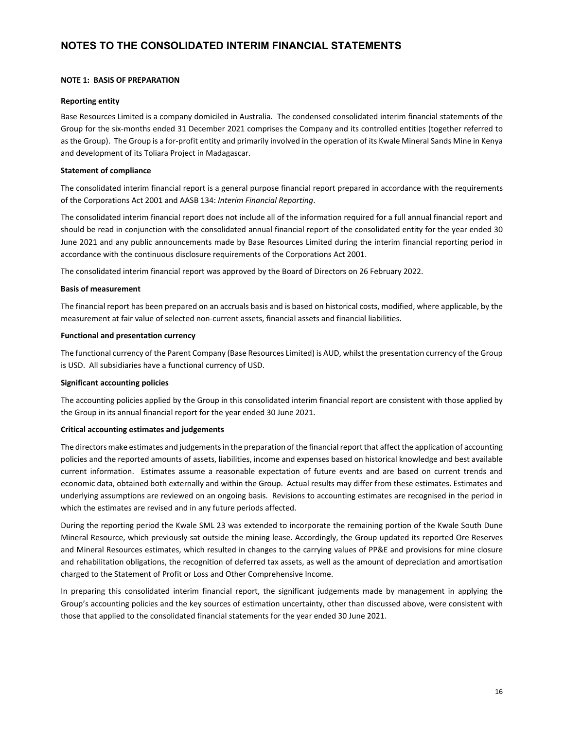# NOTES TO THE CONSOLIDATED INTERIM FINANCIAL STATEMENTS

## NOTE 1: BASIS OF PREPARATION

### Reporting entity

Base Resources Limited is a company domiciled in Australia. The condensed consolidated interim financial statements of the Group for the six-months ended 31 December 2021 comprises the Company and its controlled entities (together referred to as the Group). The Group is a for-profit entity and primarily involved in the operation of its Kwale Mineral Sands Mine in Kenya and development of its Toliara Project in Madagascar.

### Statement of compliance

The consolidated interim financial report is a general purpose financial report prepared in accordance with the requirements of the Corporations Act 2001 and AASB 134: *Interim Financial Reporting*.

The consolidated interim financial report does not include all of the information required for a full annual financial report and should be read in conjunction with the consolidated annual financial report of the consolidated entity for the year ended 30 June 2021 and any public announcements made by Base Resources Limited during the interim financial reporting period in accordance with the continuous disclosure requirements of the Corporations Act 2001.

The consolidated interim financial report was approved by the Board of Directors on 26 February 2022.

### Basis of measurement

The financial report has been prepared on an accruals basis and is based on historical costs, modified, where applicable, by the measurement at fair value of selected non-current assets, financial assets and financial liabilities.

### Functional and presentation currency

The functional currency of the Parent Company (Base Resources Limited) is AUD, whilst the presentation currency of the Group is USD. All subsidiaries have a functional currency of USD.

### Significant accounting policies

The accounting policies applied by the Group in this consolidated interim financial report are consistent with those applied by the Group in its annual financial report for the year ended 30 June 2021.

### Critical accounting estimates and judgements

The directors make estimates and judgements in the preparation of the financial report that affect the application of accounting policies and the reported amounts of assets, liabilities, income and expenses based on historical knowledge and best available current information. Estimates assume a reasonable expectation of future events and are based on current trends and economic data, obtained both externally and within the Group. Actual results may differ from these estimates. Estimates and underlying assumptions are reviewed on an ongoing basis. Revisions to accounting estimates are recognised in the period in which the estimates are revised and in any future periods affected.

During the reporting period the Kwale SML 23 was extended to incorporate the remaining portion of the Kwale South Dune Mineral Resource, which previously sat outside the mining lease. Accordingly, the Group updated its reported Ore Reserves and Mineral Resources estimates, which resulted in changes to the carrying values of PP&E and provisions for mine closure and rehabilitation obligations, the recognition of deferred tax assets, as well as the amount of depreciation and amortisation charged to the Statement of Profit or Loss and Other Comprehensive Income.

In preparing this consolidated interim financial report, the significant judgements made by management in applying the Group's accounting policies and the key sources of estimation uncertainty, other than discussed above, were consistent with those that applied to the consolidated financial statements for the year ended 30 June 2021.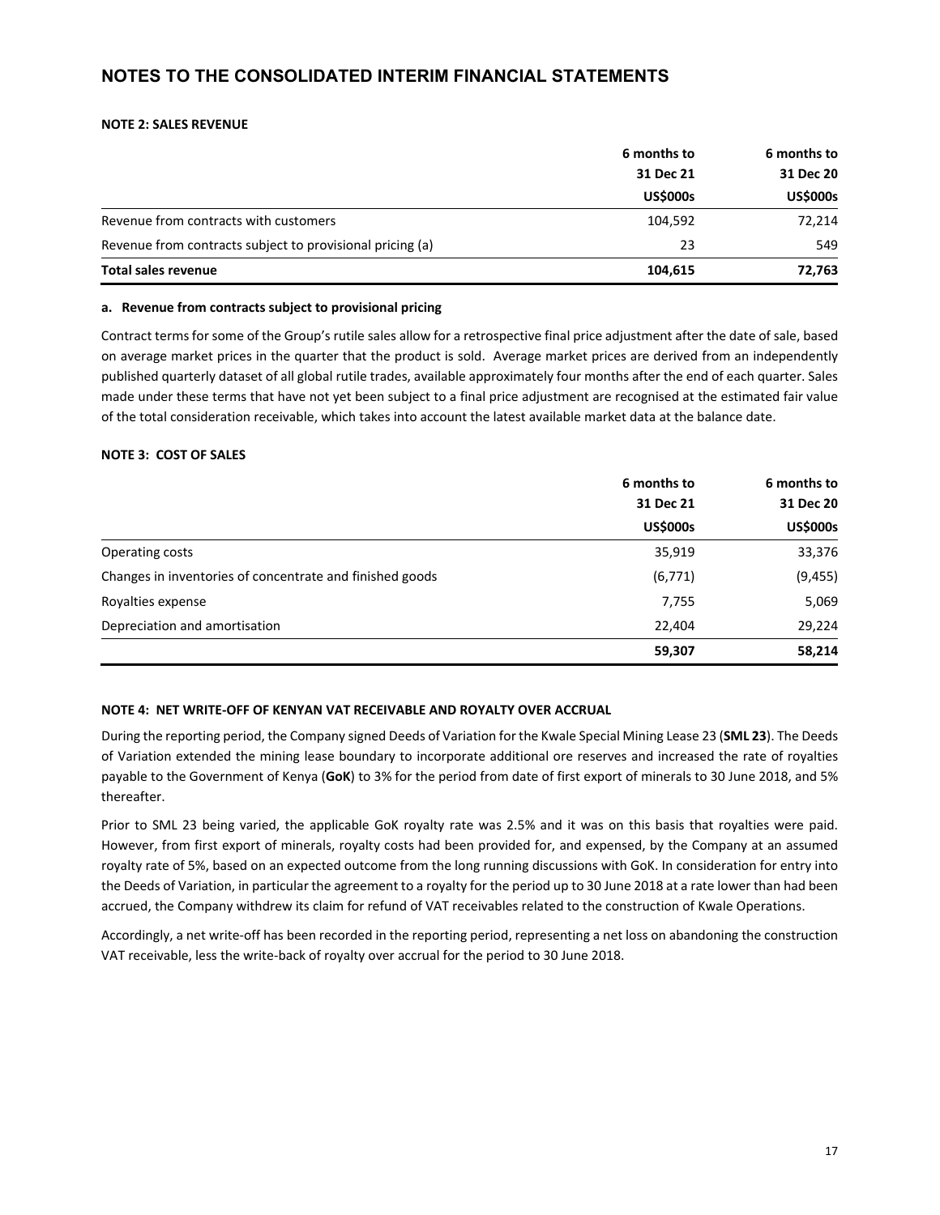# NOTES TO THE CONSOLIDATED INTERIM FINANCIAL STATEMENTS

### NOTE 2: SALES REVENUE

| | 6 months to 31 Dec 21 US$000s | 6 months to 31 Dec 20 US$000s |
|---|---|---|
| Revenue from contracts with customers | 104,592 | 72,214 |
| Revenue from contracts subject to provisional pricing (a) | 23 | 549 |
| **Total sales revenue** | **104,615** | **72,763** |

**a. Revenue from contracts subject to provisional pricing**

Contract terms for some of the Group's rutile sales allow for a retrospective final price adjustment after the date of sale, based on average market prices in the quarter that the product is sold. Average market prices are derived from an independently published quarterly dataset of all global rutile trades, available approximately four months after the end of each quarter. Sales made under these terms that have not yet been subject to a final price adjustment are recognised at the estimated fair value of the total consideration receivable, which takes into account the latest available market data at the balance date.

### NOTE 3: COST OF SALES

| | 6 months to 31 Dec 21 US$000s | 6 months to 31 Dec 20 US$000s |
|---|---|---|
| Operating costs | 35,919 | 33,376 |
| Changes in inventories of concentrate and finished goods | (6,771) | (9,455) |
| Royalties expense | 7,755 | 5,069 |
| Depreciation and amortisation | 22,404 | 29,224 |
| | **59,307** | **58,214** |

### NOTE 4: NET WRITE-OFF OF KENYAN VAT RECEIVABLE AND ROYALTY OVER ACCRUAL

During the reporting period, the Company signed Deeds of Variation for the Kwale Special Mining Lease 23 (**SML 23**). The Deeds of Variation extended the mining lease boundary to incorporate additional ore reserves and increased the rate of royalties payable to the Government of Kenya (**GoK**) to 3% for the period from date of first export of minerals to 30 June 2018, and 5% thereafter.

Prior to SML 23 being varied, the applicable GoK royalty rate was 2.5% and it was on this basis that royalties were paid. However, from first export of minerals, royalty costs had been provided for, and expensed, by the Company at an assumed royalty rate of 5%, based on an expected outcome from the long running discussions with GoK. In consideration for entry into the Deeds of Variation, in particular the agreement to a royalty for the period up to 30 June 2018 at a rate lower than had been accrued, the Company withdrew its claim for refund of VAT receivables related to the construction of Kwale Operations.

Accordingly, a net write-off has been recorded in the reporting period, representing a net loss on abandoning the construction VAT receivable, less the write-back of royalty over accrual for the period to 30 June 2018.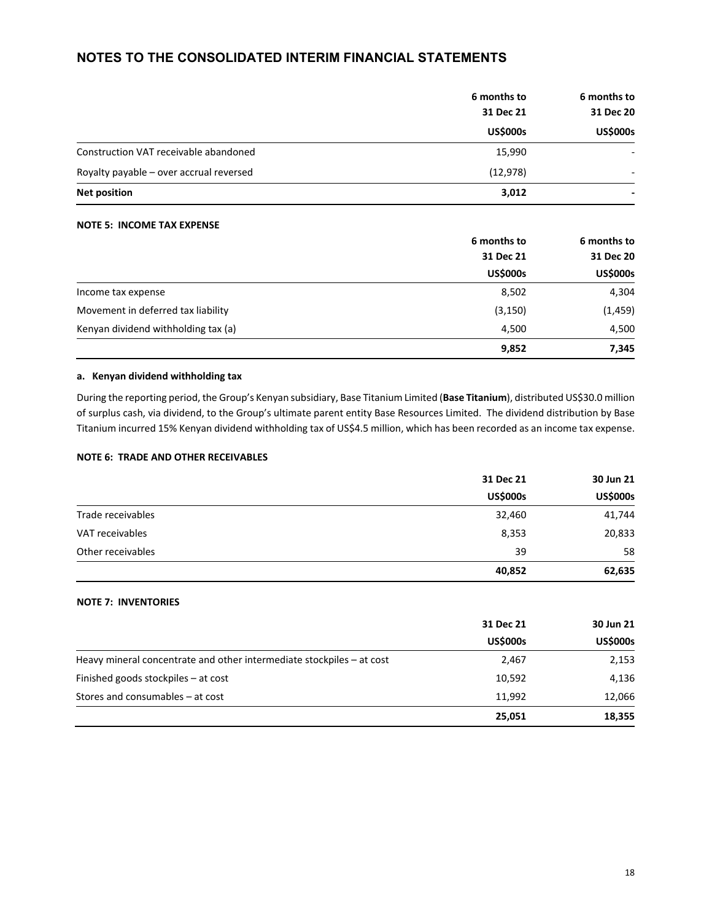# NOTES TO THE CONSOLIDATED INTERIM FINANCIAL STATEMENTS

| | 6 months to 31 Dec 21 US$000s | 6 months to 31 Dec 20 US$000s |
|---|---|---|
| Construction VAT receivable abandoned | 15,990 | - |
| Royalty payable – over accrual reversed | (12,978) | - |
| **Net position** | **3,012** | **-** |

**NOTE 5: INCOME TAX EXPENSE**

| | 6 months to 31 Dec 21 US$000s | 6 months to 31 Dec 20 US$000s |
|---|---|---|
| Income tax expense | 8,502 | 4,304 |
| Movement in deferred tax liability | (3,150) | (1,459) |
| Kenyan dividend withholding tax (a) | 4,500 | 4,500 |
| | **9,852** | **7,345** |

**a. Kenyan dividend withholding tax**

During the reporting period, the Group's Kenyan subsidiary, Base Titanium Limited (**Base Titanium**), distributed US$30.0 million of surplus cash, via dividend, to the Group's ultimate parent entity Base Resources Limited. The dividend distribution by Base Titanium incurred 15% Kenyan dividend withholding tax of US$4.5 million, which has been recorded as an income tax expense.

**NOTE 6: TRADE AND OTHER RECEIVABLES**

| | 31 Dec 21 US$000s | 30 Jun 21 US$000s |
|---|---|---|
| Trade receivables | 32,460 | 41,744 |
| VAT receivables | 8,353 | 20,833 |
| Other receivables | 39 | 58 |
| | **40,852** | **62,635** |

**NOTE 7: INVENTORIES**

| | 31 Dec 21 US$000s | 30 Jun 21 US$000s |
|---|---|---|
| Heavy mineral concentrate and other intermediate stockpiles – at cost | 2,467 | 2,153 |
| Finished goods stockpiles – at cost | 10,592 | 4,136 |
| Stores and consumables – at cost | 11,992 | 12,066 |
| | **25,051** | **18,355** |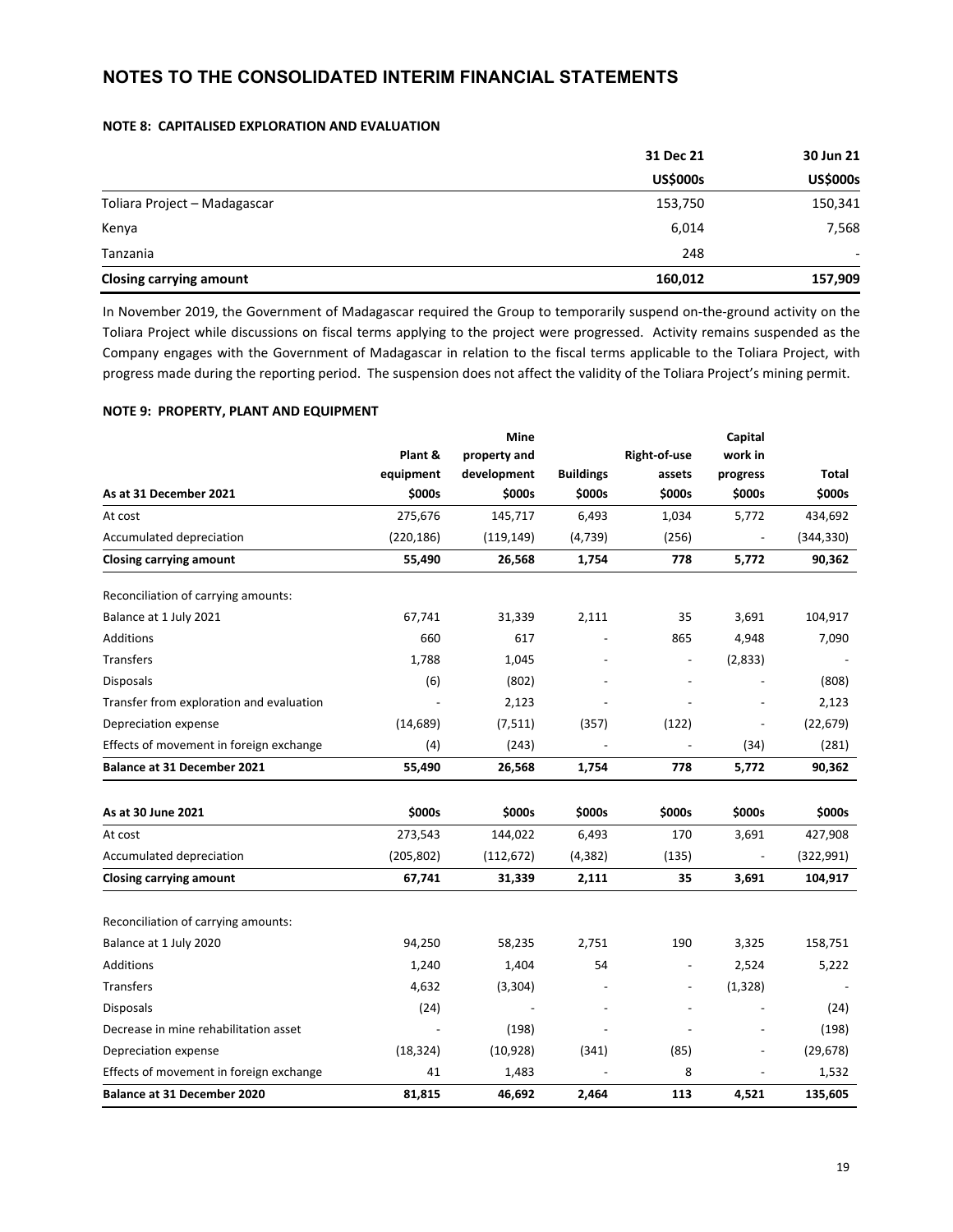# NOTES TO THE CONSOLIDATED INTERIM FINANCIAL STATEMENTS

### NOTE 8: CAPITALISED EXPLORATION AND EVALUATION

| | 31 Dec 21 | 30 Jun 21 |
|---|---|---|
| | US$000s | US$000s |
| Toliara Project – Madagascar | 153,750 | 150,341 |
| Kenya | 6,014 | 7,568 |
| Tanzania | 248 | - |
| **Closing carrying amount** | **160,012** | **157,909** |

In November 2019, the Government of Madagascar required the Group to temporarily suspend on-the-ground activity on the Toliara Project while discussions on fiscal terms applying to the project were progressed. Activity remains suspended as the Company engages with the Government of Madagascar in relation to the fiscal terms applicable to the Toliara Project, with progress made during the reporting period. The suspension does not affect the validity of the Toliara Project's mining permit.

### NOTE 9: PROPERTY, PLANT AND EQUIPMENT

| As at 31 December 2021 | Plant & equipment $000s | Mine property and development $000s | Buildings $000s | Right-of-use assets $000s | Capital work in progress $000s | Total $000s |
|---|---|---|---|---|---|---|
| At cost | 275,676 | 145,717 | 6,493 | 1,034 | 5,772 | 434,692 |
| Accumulated depreciation | (220,186) | (119,149) | (4,739) | (256) | - | (344,330) |
| **Closing carrying amount** | **55,490** | **26,568** | **1,754** | **778** | **5,772** | **90,362** |
| | | | | | | |
| Reconciliation of carrying amounts: | | | | | | |
| Balance at 1 July 2021 | 67,741 | 31,339 | 2,111 | 35 | 3,691 | 104,917 |
| Additions | 660 | 617 | - | 865 | 4,948 | 7,090 |
| Transfers | 1,788 | 1,045 | - | - | (2,833) | - |
| Disposals | (6) | (802) | - | - | - | (808) |
| Transfer from exploration and evaluation | - | 2,123 | - | - | - | 2,123 |
| Depreciation expense | (14,689) | (7,511) | (357) | (122) | - | (22,679) |
| Effects of movement in foreign exchange | (4) | (243) | - | - | (34) | (281) |
| **Balance at 31 December 2021** | **55,490** | **26,568** | **1,754** | **778** | **5,772** | **90,362** |

| As at 30 June 2021 | $000s | $000s | $000s | $000s | $000s | $000s |
|---|---|---|---|---|---|---|
| At cost | 273,543 | 144,022 | 6,493 | 170 | 3,691 | 427,908 |
| Accumulated depreciation | (205,802) | (112,672) | (4,382) | (135) | - | (322,991) |
| **Closing carrying amount** | **67,741** | **31,339** | **2,111** | **35** | **3,691** | **104,917** |
| | | | | | | |
| Reconciliation of carrying amounts: | | | | | | |
| Balance at 1 July 2020 | 94,250 | 58,235 | 2,751 | 190 | 3,325 | 158,751 |
| Additions | 1,240 | 1,404 | 54 | - | 2,524 | 5,222 |
| Transfers | 4,632 | (3,304) | - | - | (1,328) | - |
| Disposals | (24) | - | - | - | - | (24) |
| Decrease in mine rehabilitation asset | - | (198) | - | - | - | (198) |
| Depreciation expense | (18,324) | (10,928) | (341) | (85) | - | (29,678) |
| Effects of movement in foreign exchange | 41 | 1,483 | - | 8 | - | 1,532 |
| **Balance at 31 December 2020** | **81,815** | **46,692** | **2,464** | **113** | **4,521** | **135,605** |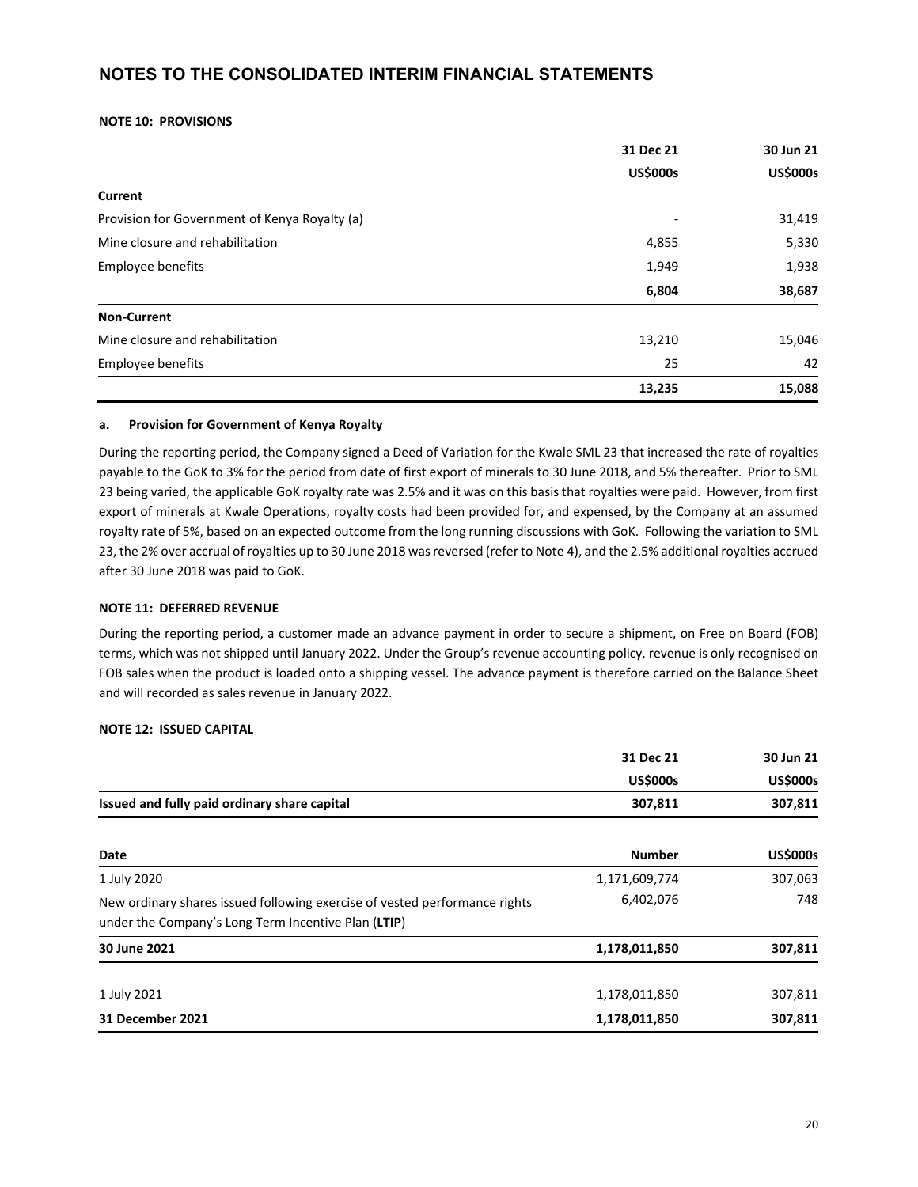# NOTES TO THE CONSOLIDATED INTERIM FINANCIAL STATEMENTS

## NOTE 10: PROVISIONS

| | 31 Dec 21 | 30 Jun 21 |
|---|---|---|
| | **US$000s** | **US$000s** |
| **Current** | | |
| Provision for Government of Kenya Royalty (a) | - | 31,419 |
| Mine closure and rehabilitation | 4,855 | 5,330 |
| Employee benefits | 1,949 | 1,938 |
| | **6,804** | **38,687** |
| **Non-Current** | | |
| Mine closure and rehabilitation | 13,210 | 15,046 |
| Employee benefits | 25 | 42 |
| | **13,235** | **15,088** |

### a. Provision for Government of Kenya Royalty

During the reporting period, the Company signed a Deed of Variation for the Kwale SML 23 that increased the rate of royalties payable to the GoK to 3% for the period from date of first export of minerals to 30 June 2018, and 5% thereafter. Prior to SML 23 being varied, the applicable GoK royalty rate was 2.5% and it was on this basis that royalties were paid. However, from first export of minerals at Kwale Operations, royalty costs had been provided for, and expensed, by the Company at an assumed royalty rate of 5%, based on an expected outcome from the long running discussions with GoK. Following the variation to SML 23, the 2% over accrual of royalties up to 30 June 2018 was reversed (refer to Note 4), and the 2.5% additional royalties accrued after 30 June 2018 was paid to GoK.

## NOTE 11: DEFERRED REVENUE

During the reporting period, a customer made an advance payment in order to secure a shipment, on Free on Board (FOB) terms, which was not shipped until January 2022. Under the Group's revenue accounting policy, revenue is only recognised on FOB sales when the product is loaded onto a shipping vessel. The advance payment is therefore carried on the Balance Sheet and will recorded as sales revenue in January 2022.

## NOTE 12: ISSUED CAPITAL

| | 31 Dec 21 | 30 Jun 21 |
|---|---|---|
| | **US$000s** | **US$000s** |
| **Issued and fully paid ordinary share capital** | **307,811** | **307,811** |

| Date | Number | US$000s |
|---|---|---|
| 1 July 2020 | 1,171,609,774 | 307,063 |
| New ordinary shares issued following exercise of vested performance rights under the Company's Long Term Incentive Plan (**LTIP**) | 6,402,076 | 748 |
| **30 June 2021** | **1,178,011,850** | **307,811** |
| 1 July 2021 | 1,178,011,850 | 307,811 |
| **31 December 2021** | **1,178,011,850** | **307,811** |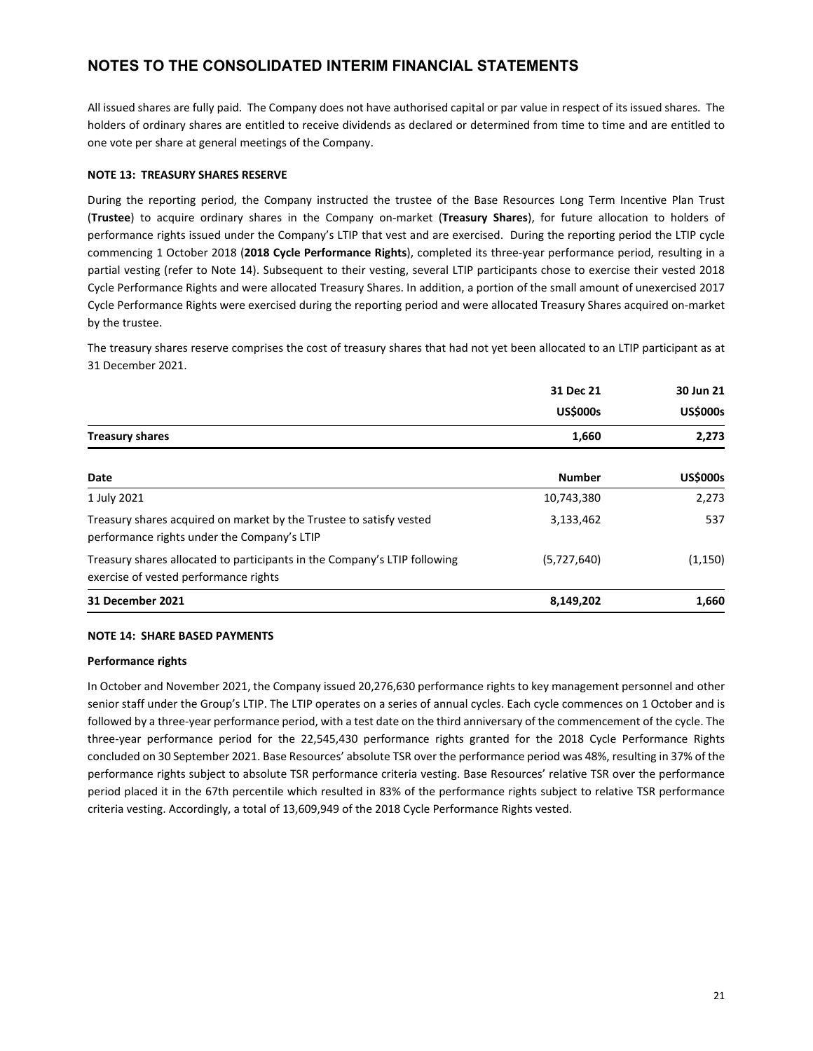# NOTES TO THE CONSOLIDATED INTERIM FINANCIAL STATEMENTS

All issued shares are fully paid. The Company does not have authorised capital or par value in respect of its issued shares. The holders of ordinary shares are entitled to receive dividends as declared or determined from time to time and are entitled to one vote per share at general meetings of the Company.

**NOTE 13: TREASURY SHARES RESERVE**

During the reporting period, the Company instructed the trustee of the Base Resources Long Term Incentive Plan Trust (**Trustee**) to acquire ordinary shares in the Company on-market (**Treasury Shares**), for future allocation to holders of performance rights issued under the Company's LTIP that vest and are exercised. During the reporting period the LTIP cycle commencing 1 October 2018 (**2018 Cycle Performance Rights**), completed its three-year performance period, resulting in a partial vesting (refer to Note 14). Subsequent to their vesting, several LTIP participants chose to exercise their vested 2018 Cycle Performance Rights and were allocated Treasury Shares. In addition, a portion of the small amount of unexercised 2017 Cycle Performance Rights were exercised during the reporting period and were allocated Treasury Shares acquired on-market by the trustee.

The treasury shares reserve comprises the cost of treasury shares that had not yet been allocated to an LTIP participant as at 31 December 2021.

| | 31 Dec 21 | 30 Jun 21 |
|---|---|---|
| | US$000s | US$000s |
| **Treasury shares** | **1,660** | **2,273** |

| Date | Number | US$000s |
|---|---|---|
| 1 July 2021 | 10,743,380 | 2,273 |
| Treasury shares acquired on market by the Trustee to satisfy vested performance rights under the Company's LTIP | 3,133,462 | 537 |
| Treasury shares allocated to participants in the Company's LTIP following exercise of vested performance rights | (5,727,640) | (1,150) |
| **31 December 2021** | **8,149,202** | **1,660** |

**NOTE 14: SHARE BASED PAYMENTS**

**Performance rights**

In October and November 2021, the Company issued 20,276,630 performance rights to key management personnel and other senior staff under the Group's LTIP. The LTIP operates on a series of annual cycles. Each cycle commences on 1 October and is followed by a three-year performance period, with a test date on the third anniversary of the commencement of the cycle. The three-year performance period for the 22,545,430 performance rights granted for the 2018 Cycle Performance Rights concluded on 30 September 2021. Base Resources' absolute TSR over the performance period was 48%, resulting in 37% of the performance rights subject to absolute TSR performance criteria vesting. Base Resources' relative TSR over the performance period placed it in the 67th percentile which resulted in 83% of the performance rights subject to relative TSR performance criteria vesting. Accordingly, a total of 13,609,949 of the 2018 Cycle Performance Rights vested.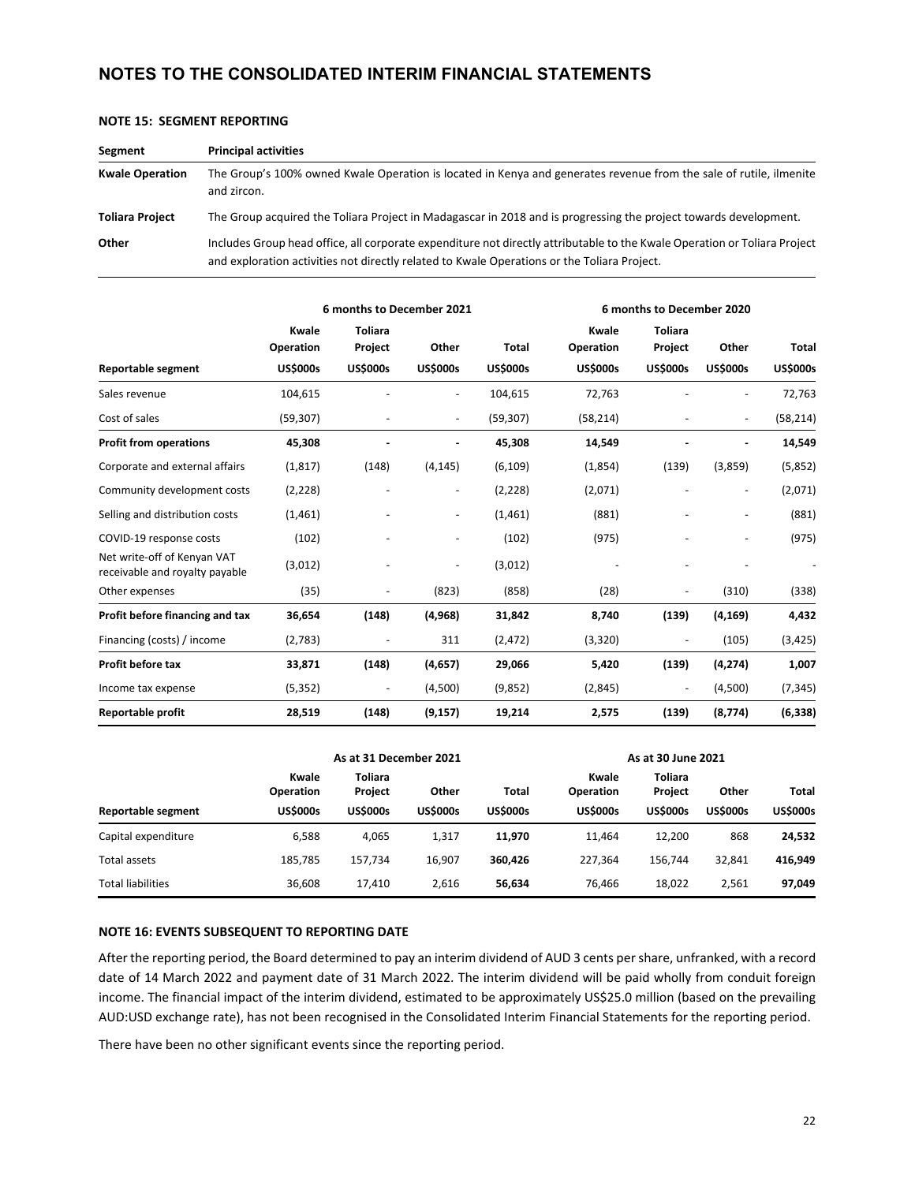# NOTES TO THE CONSOLIDATED INTERIM FINANCIAL STATEMENTS

### NOTE 15: SEGMENT REPORTING

| Segment | Principal activities |
|---|---|
| **Kwale Operation** | The Group's 100% owned Kwale Operation is located in Kenya and generates revenue from the sale of rutile, ilmenite and zircon. |
| **Toliara Project** | The Group acquired the Toliara Project in Madagascar in 2018 and is progressing the project towards development. |
| **Other** | Includes Group head office, all corporate expenditure not directly attributable to the Kwale Operation or Toliara Project and exploration activities not directly related to Kwale Operations or the Toliara Project. |

| | 6 months to December 2021 | | | | 6 months to December 2020 | | | |
|---|---|---|---|---|---|---|---|---|
| | Kwale Operation | Toliara Project | Other | Total | Kwale Operation | Toliara Project | Other | Total |
| **Reportable segment** | **US$000s** | **US$000s** | **US$000s** | **US$000s** | **US$000s** | **US$000s** | **US$000s** | **US$000s** |
| Sales revenue | 104,615 | - | - | 104,615 | 72,763 | - | - | 72,763 |
| Cost of sales | (59,307) | - | - | (59,307) | (58,214) | - | - | (58,214) |
| **Profit from operations** | **45,308** | **-** | **-** | **45,308** | **14,549** | **-** | **-** | **14,549** |
| Corporate and external affairs | (1,817) | (148) | (4,145) | (6,109) | (1,854) | (139) | (3,859) | (5,852) |
| Community development costs | (2,228) | - | - | (2,228) | (2,071) | - | - | (2,071) |
| Selling and distribution costs | (1,461) | - | - | (1,461) | (881) | - | - | (881) |
| COVID-19 response costs | (102) | - | - | (102) | (975) | - | - | (975) |
| Net write-off of Kenyan VAT receivable and royalty payable | (3,012) | - | - | (3,012) | - | - | - | - |
| Other expenses | (35) | - | (823) | (858) | (28) | - | (310) | (338) |
| **Profit before financing and tax** | **36,654** | **(148)** | **(4,968)** | **31,842** | **8,740** | **(139)** | **(4,169)** | **4,432** |
| Financing (costs) / income | (2,783) | - | 311 | (2,472) | (3,320) | - | (105) | (3,425) |
| **Profit before tax** | **33,871** | **(148)** | **(4,657)** | **29,066** | **5,420** | **(139)** | **(4,274)** | **1,007** |
| Income tax expense | (5,352) | - | (4,500) | (9,852) | (2,845) | - | (4,500) | (7,345) |
| **Reportable profit** | **28,519** | **(148)** | **(9,157)** | **19,214** | **2,575** | **(139)** | **(8,774)** | **(6,338)** |

| | As at 31 December 2021 | | | | As at 30 June 2021 | | | |
|---|---|---|---|---|---|---|---|---|
| | Kwale Operation | Toliara Project | Other | Total | Kwale Operation | Toliara Project | Other | Total |
| **Reportable segment** | **US$000s** | **US$000s** | **US$000s** | **US$000s** | **US$000s** | **US$000s** | **US$000s** | **US$000s** |
| Capital expenditure | 6,588 | 4,065 | 1,317 | **11,970** | 11,464 | 12,200 | 868 | **24,532** |
| Total assets | 185,785 | 157,734 | 16,907 | **360,426** | 227,364 | 156,744 | 32,841 | **416,949** |
| Total liabilities | 36,608 | 17,410 | 2,616 | **56,634** | 76,466 | 18,022 | 2,561 | **97,049** |

### NOTE 16: EVENTS SUBSEQUENT TO REPORTING DATE

After the reporting period, the Board determined to pay an interim dividend of AUD 3 cents per share, unfranked, with a record date of 14 March 2022 and payment date of 31 March 2022. The interim dividend will be paid wholly from conduit foreign income. The financial impact of the interim dividend, estimated to be approximately US$25.0 million (based on the prevailing AUD:USD exchange rate), has not been recognised in the Consolidated Interim Financial Statements for the reporting period.

There have been no other significant events since the reporting period.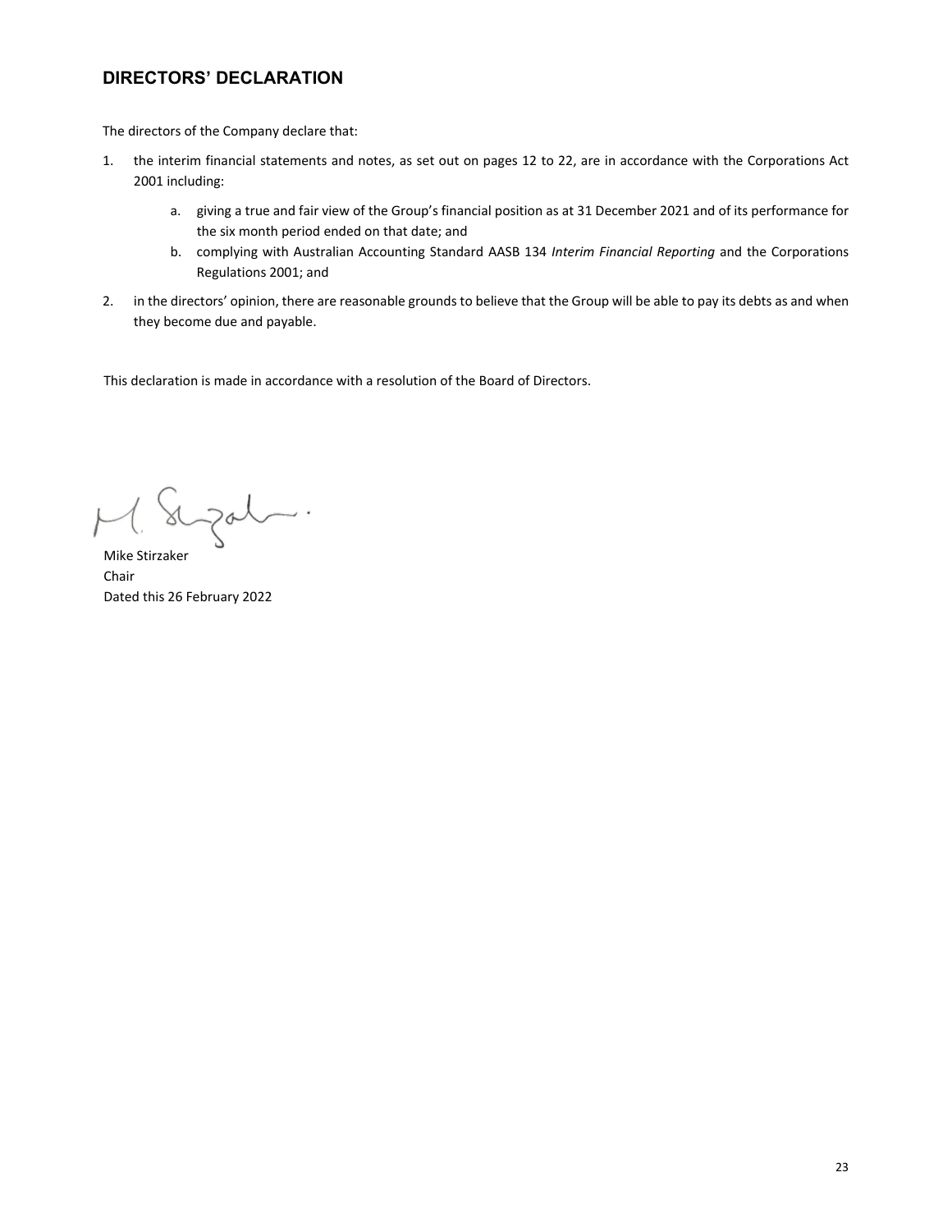## DIRECTORS' DECLARATION

The directors of the Company declare that:

1. the interim financial statements and notes, as set out on pages 12 to 22, are in accordance with the Corporations Act 2001 including:

    a. giving a true and fair view of the Group's financial position as at 31 December 2021 and of its performance for the six month period ended on that date; and

    b. complying with Australian Accounting Standard AASB 134 *Interim Financial Reporting* and the Corporations Regulations 2001; and

2. in the directors' opinion, there are reasonable grounds to believe that the Group will be able to pay its debts as and when they become due and payable.

This declaration is made in accordance with a resolution of the Board of Directors.

Mike Stirzaker  
Chair  
Dated this 26 February 2022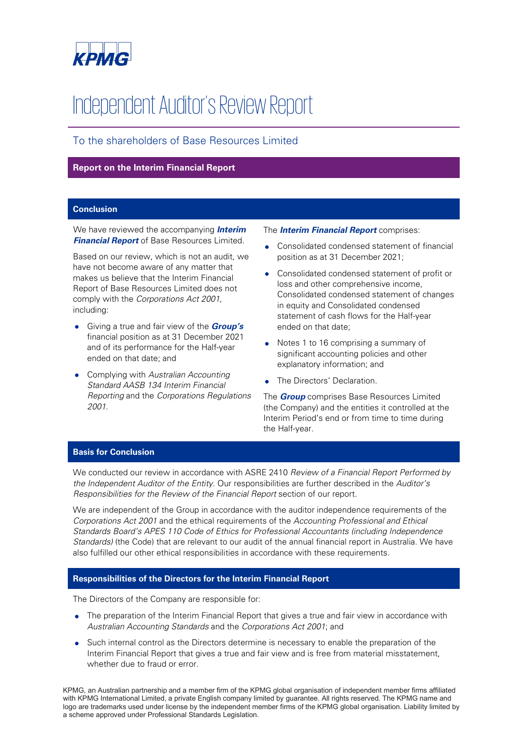KPMG

# Independent Auditor's Review Report

## To the shareholders of Base Resources Limited

### Report on the Interim Financial Report

#### Conclusion

We have reviewed the accompanying ***Interim Financial Report*** of Base Resources Limited.

Based on our review, which is not an audit, we have not become aware of any matter that makes us believe that the Interim Financial Report of Base Resources Limited does not comply with the *Corporations Act 2001*, including:

- Giving a true and fair view of the ***Group's*** financial position as at 31 December 2021 and of its performance for the Half-year ended on that date; and
- Complying with *Australian Accounting Standard AASB 134 Interim Financial Reporting* and the *Corporations Regulations 2001*.

The ***Interim Financial Report*** comprises:

- Consolidated condensed statement of financial position as at 31 December 2021;
- Consolidated condensed statement of profit or loss and other comprehensive income, Consolidated condensed statement of changes in equity and Consolidated condensed statement of cash flows for the Half-year ended on that date;
- Notes 1 to 16 comprising a summary of significant accounting policies and other explanatory information; and
- The Directors' Declaration.

The ***Group*** comprises Base Resources Limited (the Company) and the entities it controlled at the Interim Period's end or from time to time during the Half-year.

#### Basis for Conclusion

We conducted our review in accordance with ASRE 2410 *Review of a Financial Report Performed by the Independent Auditor of the Entity.* Our responsibilities are further described in the *Auditor's Responsibilities for the Review of the Financial Report* section of our report.

We are independent of the Group in accordance with the auditor independence requirements of the *Corporations Act 2001* and the ethical requirements of the *Accounting Professional and Ethical Standards Board's APES 110 Code of Ethics for Professional Accountants (including Independence Standards)* (the Code) that are relevant to our audit of the annual financial report in Australia. We have also fulfilled our other ethical responsibilities in accordance with these requirements.

#### Responsibilities of the Directors for the Interim Financial Report

The Directors of the Company are responsible for:

- The preparation of the Interim Financial Report that gives a true and fair view in accordance with *Australian Accounting Standards* and the *Corporations Act 2001*; and
- Such internal control as the Directors determine is necessary to enable the preparation of the Interim Financial Report that gives a true and fair view and is free from material misstatement, whether due to fraud or error.

KPMG, an Australian partnership and a member firm of the KPMG global organisation of independent member firms affiliated with KPMG International Limited, a private English company limited by guarantee. All rights reserved. The KPMG name and logo are trademarks used under license by the independent member firms of the KPMG global organisation. Liability limited by a scheme approved under Professional Standards Legislation.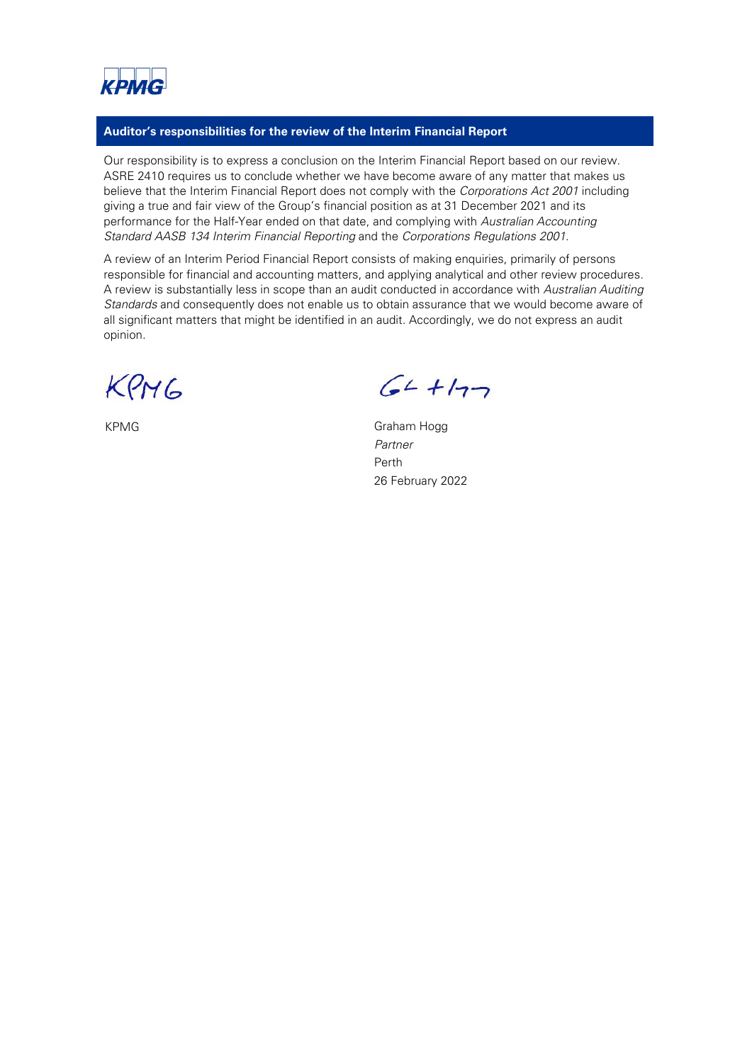## Auditor's responsibilities for the review of the Interim Financial Report

Our responsibility is to express a conclusion on the Interim Financial Report based on our review. ASRE 2410 requires us to conclude whether we have become aware of any matter that makes us believe that the Interim Financial Report does not comply with the *Corporations Act 2001* including giving a true and fair view of the Group's financial position as at 31 December 2021 and its performance for the Half-Year ended on that date, and complying with *Australian Accounting Standard AASB 134 Interim Financial Reporting* and the *Corporations Regulations 2001*.

A review of an Interim Period Financial Report consists of making enquiries, primarily of persons responsible for financial and accounting matters, and applying analytical and other review procedures. A review is substantially less in scope than an audit conducted in accordance with *Australian Auditing Standards* and consequently does not enable us to obtain assurance that we would become aware of all significant matters that might be identified in an audit. Accordingly, we do not express an audit opinion.

KPMG

Graham Hogg
*Partner*
Perth
26 February 2022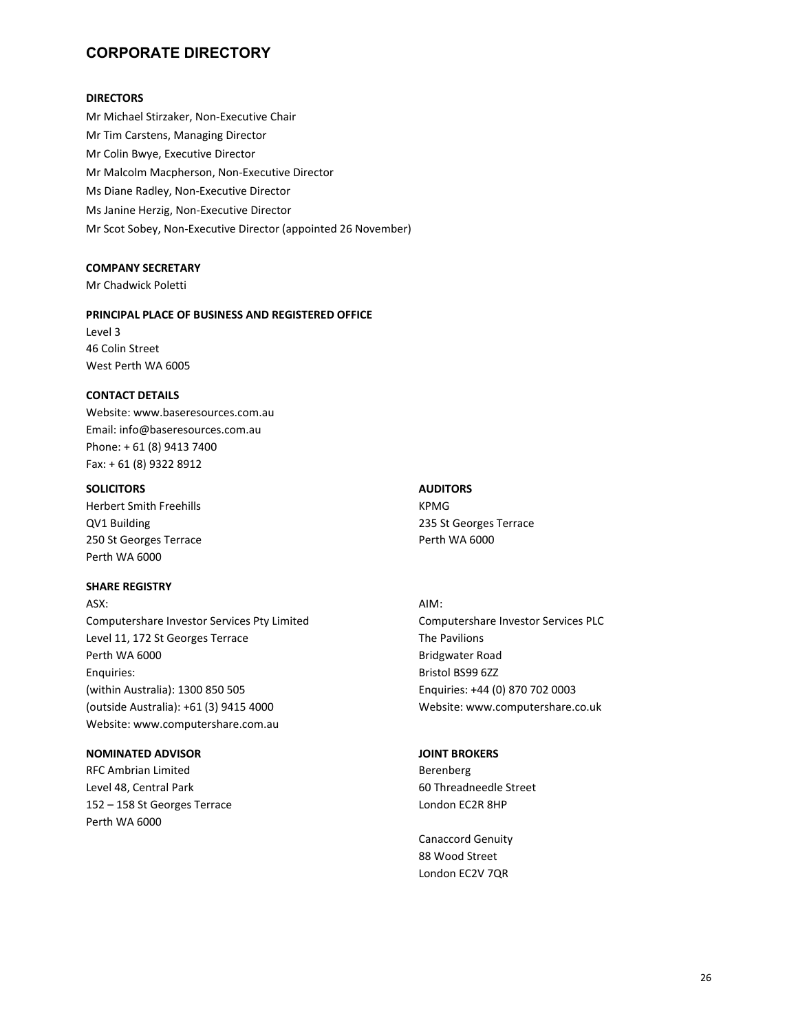# CORPORATE DIRECTORY

**DIRECTORS**

Mr Michael Stirzaker, Non-Executive Chair
Mr Tim Carstens, Managing Director
Mr Colin Bwye, Executive Director
Mr Malcolm Macpherson, Non-Executive Director
Ms Diane Radley, Non-Executive Director
Ms Janine Herzig, Non-Executive Director
Mr Scot Sobey, Non-Executive Director (appointed 26 November)

**COMPANY SECRETARY**

Mr Chadwick Poletti

**PRINCIPAL PLACE OF BUSINESS AND REGISTERED OFFICE**

Level 3
46 Colin Street
West Perth WA 6005

**CONTACT DETAILS**

Website: www.baseresources.com.au
Email: info@baseresources.com.au
Phone: + 61 (8) 9413 7400
Fax: + 61 (8) 9322 8912

**SOLICITORS**

Herbert Smith Freehills
QV1 Building
250 St Georges Terrace
Perth WA 6000

**AUDITORS**

KPMG
235 St Georges Terrace
Perth WA 6000

**SHARE REGISTRY**

ASX:
Computershare Investor Services Pty Limited
Level 11, 172 St Georges Terrace
Perth WA 6000
Enquiries:
(within Australia): 1300 850 505
(outside Australia): +61 (3) 9415 4000
Website: www.computershare.com.au

AIM:
Computershare Investor Services PLC
The Pavilions
Bridgwater Road
Bristol BS99 6ZZ
Enquiries: +44 (0) 870 702 0003
Website: www.computershare.co.uk

**NOMINATED ADVISOR**

RFC Ambrian Limited
Level 48, Central Park
152 – 158 St Georges Terrace
Perth WA 6000

**JOINT BROKERS**

Berenberg
60 Threadneedle Street
London EC2R 8HP

Canaccord Genuity
88 Wood Street
London EC2V 7QR